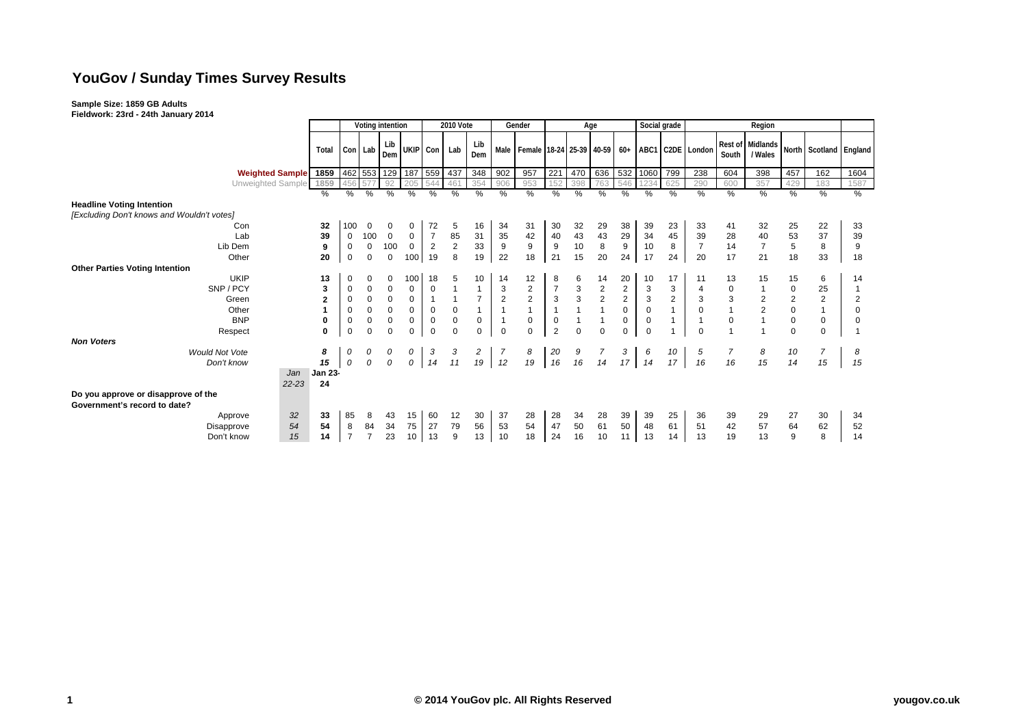# YouGov / Sunday Times Survey Results

**Sample Size: 1859 GB Adults**
**Fieldwork: 23rd - 24th January 2014**

| | | | Voting intention | | | | 2010 Vote | | | Gender | | Age | | | | Social grade | | Region | | | | | |
|---|---|---|---|---|---|---|---|---|---|---|---|---|---|---|---|---|---|---|---|---|---|---|---|
| | | Total | Con | Lab | Lib Dem | UKIP | Con | Lab | Lib Dem | Male | Female | 18-24 | 25-39 | 40-59 | 60+ | ABC1 | C2DE | London | Rest of South | Midlands / Wales | North | Scotland | England |
| **Weighted Sample** | | 1859 | 462 | 553 | 129 | 187 | 559 | 437 | 348 | 902 | 957 | 221 | 470 | 636 | 532 | 1060 | 799 | 238 | 604 | 398 | 457 | 162 | 1604 |
| Unweighted Sample | | 1859 | 456 | 577 | 92 | 205 | 544 | 461 | 354 | 906 | 953 | 152 | 398 | 763 | 546 | 1234 | 625 | 290 | 600 | 357 | 429 | 183 | 1587 |
| | | % | % | % | % | % | % | % | % | % | % | % | % | % | % | % | % | % | % | % | % | % | % |
| **Headline Voting Intention** | | | | | | | | | | | | | | | | | | | | | | | |
| *[Excluding Don't knows and Wouldn't votes]* | | | | | | | | | | | | | | | | | | | | | | | |
| Con | | **32** | 100 | 0 | 0 | 0 | 72 | 5 | 16 | 34 | 31 | 30 | 32 | 29 | 38 | 39 | 23 | 33 | 41 | 32 | 25 | 22 | 33 |
| Lab | | **39** | 0 | 100 | 0 | 0 | 7 | 85 | 31 | 35 | 42 | 40 | 43 | 43 | 29 | 34 | 45 | 39 | 28 | 40 | 53 | 37 | 39 |
| Lib Dem | | **9** | 0 | 0 | 100 | 0 | 2 | 2 | 33 | 9 | 9 | 9 | 10 | 8 | 9 | 10 | 8 | 7 | 14 | 7 | 5 | 8 | 9 |
| Other | | **20** | 0 | 0 | 0 | 100 | 19 | 8 | 19 | 22 | 18 | 21 | 15 | 20 | 24 | 17 | 24 | 20 | 17 | 21 | 18 | 33 | 18 |
| **Other Parties Voting Intention** | | | | | | | | | | | | | | | | | | | | | | | |
| UKIP | | **13** | 0 | 0 | 0 | 100 | 18 | 5 | 10 | 14 | 12 | 8 | 6 | 14 | 20 | 10 | 17 | 11 | 13 | 15 | 15 | 6 | 14 |
| SNP / PCY | | **3** | 0 | 0 | 0 | 0 | 0 | 1 | 1 | 3 | 2 | 7 | 3 | 2 | 2 | 3 | 3 | 4 | 0 | 1 | 0 | 25 | 1 |
| Green | | **2** | 0 | 0 | 0 | 0 | 1 | 1 | 7 | 2 | 2 | 3 | 3 | 2 | 2 | 3 | 2 | 3 | 3 | 2 | 2 | 2 | 2 |
| Other | | **1** | 0 | 0 | 0 | 0 | 0 | 0 | 1 | 1 | 1 | 1 | 1 | 1 | 0 | 0 | 1 | 0 | 1 | 2 | 0 | 1 | 0 |
| BNP | | **0** | 0 | 0 | 0 | 0 | 0 | 0 | 0 | 1 | 0 | 0 | 1 | 1 | 0 | 0 | 1 | 1 | 0 | 1 | 0 | 0 | 0 |
| Respect | | **0** | 0 | 0 | 0 | 0 | 0 | 0 | 0 | 0 | 0 | 2 | 0 | 0 | 0 | 0 | 1 | 0 | 1 | 1 | 0 | 0 | 1 |
| ***Non Voters*** | | | | | | | | | | | | | | | | | | | | | | | |
| *Would Not Vote* | | *8* | *0* | *0* | *0* | *0* | *3* | *3* | *2* | *7* | *8* | *20* | *9* | *7* | *3* | *6* | *10* | *5* | *7* | *8* | *10* | *7* | *8* |
| *Don't know* | | *15* | *0* | *0* | *0* | *0* | *14* | *11* | *19* | *12* | *19* | *16* | *16* | *14* | *17* | *14* | *17* | *16* | *16* | *15* | *14* | *15* | *15* |
| | *Jan 22-23* | **Jan 23-24** | | | | | | | | | | | | | | | | | | | | | |
| **Do you approve or disapprove of the Government's record to date?** | | | | | | | | | | | | | | | | | | | | | | | |
| Approve | *32* | **33** | 85 | 8 | 43 | 15 | 60 | 12 | 30 | 37 | 28 | 28 | 34 | 28 | 39 | 39 | 25 | 36 | 39 | 29 | 27 | 30 | 34 |
| Disapprove | *54* | **54** | 8 | 84 | 34 | 75 | 27 | 79 | 56 | 53 | 54 | 47 | 50 | 61 | 50 | 48 | 61 | 51 | 42 | 57 | 64 | 62 | 52 |
| Don't know | *15* | **14** | 7 | 7 | 23 | 10 | 13 | 9 | 13 | 10 | 18 | 24 | 16 | 10 | 11 | 13 | 14 | 13 | 19 | 13 | 9 | 8 | 14 |

© 2014 YouGov plc. All Rights Reserved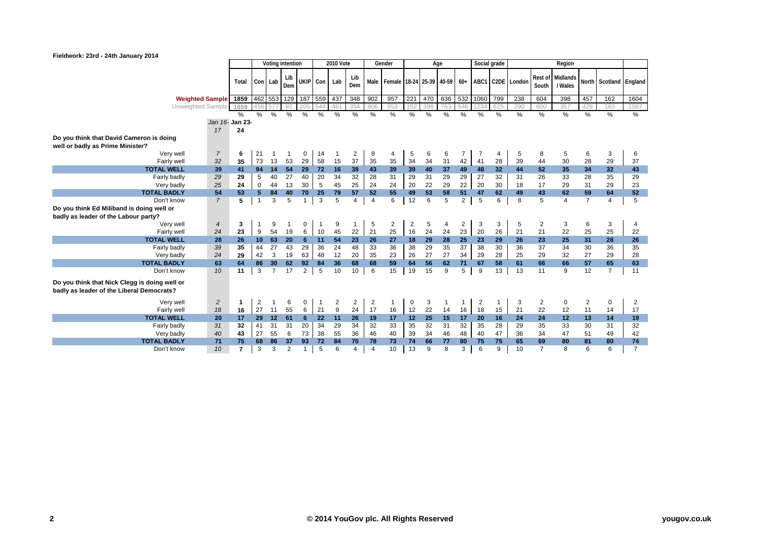Fieldwork: 23rd - 24th January 2014

| | | | Voting intention | | | | 2010 Vote | | | Gender | | Age | | | | Social grade | | Region | | | | | |
|---|---|---|---|---|---|---|---|---|---|---|---|---|---|---|---|---|---|---|---|---|---|---|---|
| | | Total | Con | Lab | Lib Dem | UKIP | Con | Lab | Lib Dem | Male | Female | 18-24 | 25-39 | 40-59 | 60+ | ABC1 | C2DE | London | Rest of South | Midlands / Wales | North | Scotland | England |
| Weighted Sample | | 1859 | 462 | 553 | 129 | 187 | 559 | 437 | 348 | 902 | 957 | 221 | 470 | 636 | 532 | 1060 | 799 | 238 | 604 | 398 | 457 | 162 | 1604 |
| Unweighted Sample | | 1859 | 456 | 577 | 92 | 205 | 544 | 461 | 354 | 906 | 953 | 152 | 398 | 763 | 546 | 1234 | 625 | 290 | 600 | 357 | 429 | 183 | 1587 |
| | | % | % | % | % | % | % | % | % | % | % | % | % | % | % | % | % | % | % | % | % | % | % |
| | Jan 16-17 | Jan 23-24 | | | | | | | | | | | | | | | | | | | | | |
| **Do you think that David Cameron is doing well or badly as Prime Minister?** | | | | | | | | | | | | | | | | | | | | | | | |
| Very well | 7 | 6 | 21 | 1 | 1 | 0 | 14 | 1 | 2 | 8 | 4 | 5 | 6 | 6 | 7 | 7 | 4 | 5 | 8 | 5 | 6 | 3 | 6 |
| Fairly well | 32 | 35 | 73 | 13 | 53 | 29 | 58 | 15 | 37 | 35 | 35 | 34 | 34 | 31 | 42 | 41 | 28 | 39 | 44 | 30 | 28 | 29 | 37 |
| **TOTAL WELL** | 39 | 41 | 94 | 14 | 54 | 29 | 72 | 16 | 39 | 43 | 39 | 39 | 40 | 37 | 49 | 48 | 32 | 44 | 52 | 35 | 34 | 32 | 43 |
| Fairly badly | 29 | 29 | 5 | 40 | 27 | 40 | 20 | 34 | 32 | 28 | 31 | 29 | 31 | 29 | 29 | 27 | 32 | 31 | 26 | 33 | 28 | 35 | 29 |
| Very badly | 25 | 24 | 0 | 44 | 13 | 30 | 5 | 45 | 25 | 24 | 24 | 20 | 22 | 29 | 22 | 20 | 30 | 18 | 17 | 29 | 31 | 29 | 23 |
| **TOTAL BADLY** | 54 | 53 | 5 | 84 | 40 | 70 | 25 | 79 | 57 | 52 | 55 | 49 | 53 | 58 | 51 | 47 | 62 | 49 | 43 | 62 | 59 | 64 | 52 |
| Don't know | 7 | 5 | 1 | 3 | 5 | 1 | 3 | 5 | 4 | 4 | 6 | 12 | 6 | 5 | 2 | 5 | 6 | 8 | 5 | 4 | 7 | 4 | 5 |
| **Do you think Ed Miliband is doing well or badly as leader of the Labour party?** | | | | | | | | | | | | | | | | | | | | | | | |
| Very well | 4 | 3 | 1 | 9 | 1 | 0 | 1 | 9 | 1 | 5 | 2 | 2 | 5 | 4 | 2 | 3 | 3 | 5 | 2 | 3 | 6 | 3 | 4 |
| Fairly well | 24 | 23 | 9 | 54 | 19 | 6 | 10 | 45 | 22 | 21 | 25 | 16 | 24 | 24 | 23 | 20 | 26 | 21 | 21 | 22 | 25 | 25 | 22 |
| **TOTAL WELL** | 28 | 26 | 10 | 63 | 20 | 6 | 11 | 54 | 23 | 26 | 27 | 18 | 29 | 28 | 25 | 23 | 29 | 26 | 23 | 25 | 31 | 28 | 26 |
| Fairly badly | 39 | 35 | 44 | 27 | 43 | 29 | 36 | 24 | 48 | 33 | 36 | 38 | 29 | 35 | 37 | 38 | 30 | 36 | 37 | 34 | 30 | 36 | 35 |
| Very badly | 24 | 29 | 42 | 3 | 19 | 63 | 48 | 12 | 20 | 35 | 23 | 26 | 27 | 27 | 34 | 29 | 28 | 25 | 29 | 32 | 27 | 29 | 28 |
| **TOTAL BADLY** | 63 | 64 | 86 | 30 | 62 | 92 | 84 | 36 | 68 | 68 | 59 | 64 | 56 | 62 | 71 | 67 | 58 | 61 | 66 | 66 | 57 | 65 | 63 |
| Don't know | 10 | 11 | 3 | 7 | 17 | 2 | 5 | 10 | 10 | 6 | 15 | 19 | 15 | 9 | 5 | 9 | 13 | 13 | 11 | 9 | 12 | 7 | 11 |
| **Do you think that Nick Clegg is doing well or badly as leader of the Liberal Democrats?** | | | | | | | | | | | | | | | | | | | | | | | |
| Very well | 2 | 1 | 2 | 1 | 6 | 0 | 1 | 2 | 2 | 2 | 1 | 0 | 3 | 1 | 1 | 2 | 1 | 3 | 2 | 0 | 2 | 0 | 2 |
| Fairly well | 18 | 16 | 27 | 11 | 55 | 6 | 21 | 9 | 24 | 17 | 16 | 12 | 22 | 14 | 16 | 18 | 15 | 21 | 22 | 12 | 11 | 14 | 17 |
| **TOTAL WELL** | 20 | 17 | 29 | 12 | 61 | 6 | 22 | 11 | 26 | 19 | 17 | 12 | 25 | 15 | 17 | 20 | 16 | 24 | 24 | 12 | 13 | 14 | 19 |
| Fairly badly | 31 | 32 | 41 | 31 | 31 | 20 | 34 | 29 | 34 | 32 | 33 | 35 | 32 | 31 | 32 | 35 | 28 | 29 | 35 | 33 | 30 | 31 | 32 |
| Very badly | 40 | 43 | 27 | 55 | 6 | 73 | 38 | 55 | 36 | 46 | 40 | 39 | 34 | 46 | 48 | 40 | 47 | 36 | 34 | 47 | 51 | 49 | 42 |
| **TOTAL BADLY** | 71 | 75 | 68 | 86 | 37 | 93 | 72 | 84 | 70 | 78 | 73 | 74 | 66 | 77 | 80 | 75 | 75 | 65 | 69 | 80 | 81 | 80 | 74 |
| Don't know | 10 | 7 | 3 | 3 | 2 | 1 | 5 | 6 | 4 | 4 | 10 | 13 | 9 | 8 | 3 | 6 | 9 | 10 | 7 | 8 | 6 | 6 | 7 |

© 2014 YouGov plc. All Rights Reserved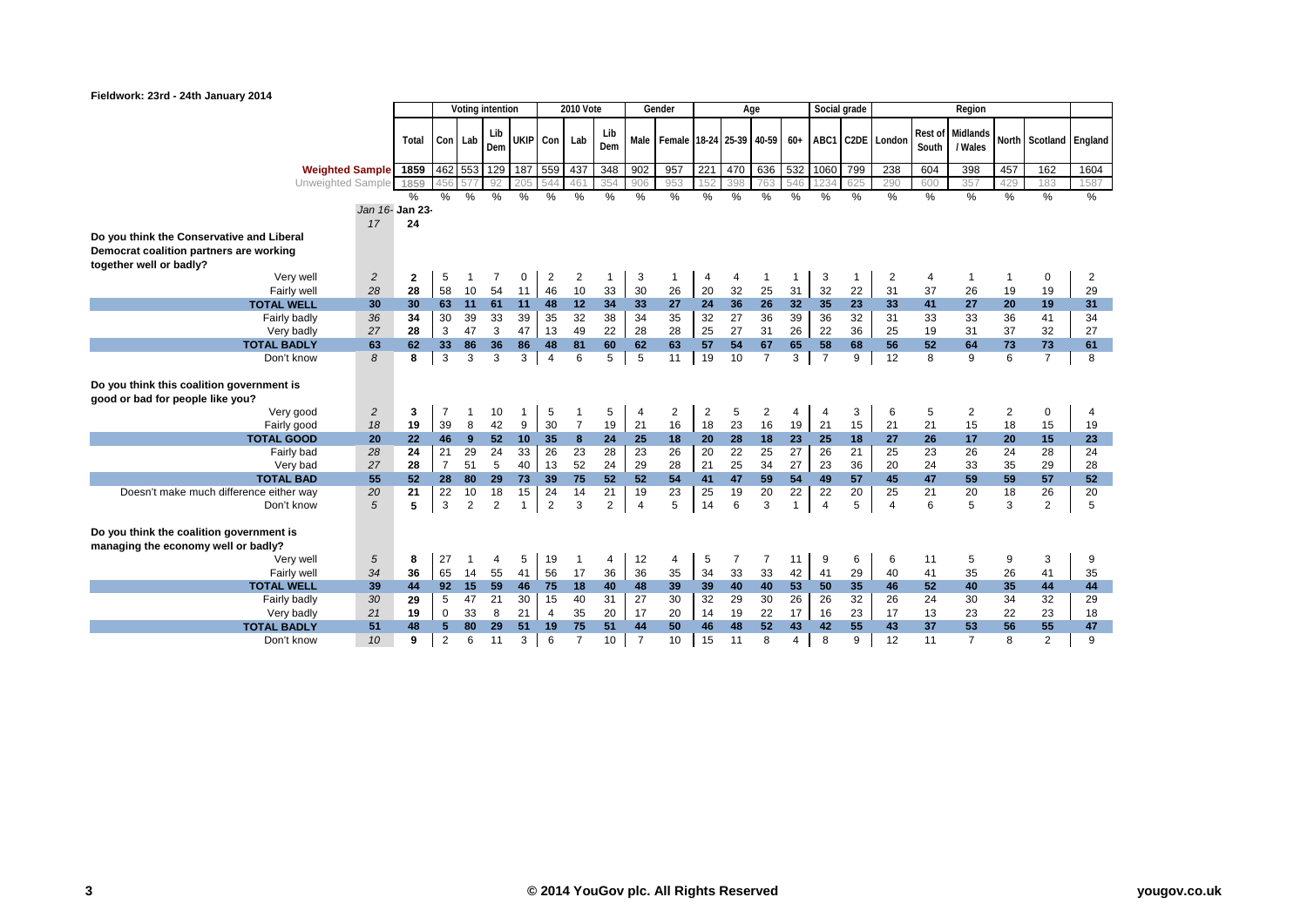**Fieldwork: 23rd - 24th January 2014**

| | | | Voting intention | | | | 2010 Vote | | | Gender | | Age | | | | Social grade | | Region | | | | | |
|---|---|---|---|---|---|---|---|---|---|---|---|---|---|---|---|---|---|---|---|---|---|---|---|
| | | Total | Con | Lab | Lib Dem | UKIP | Con | Lab | Lib Dem | Male | Female | 18-24 | 25-39 | 40-59 | 60+ | ABC1 | C2DE | London | Rest of South | Midlands / Wales | North | Scotland | England |
| **Weighted Sample** | | 1859 | 462 | 553 | 129 | 187 | 559 | 437 | 348 | 902 | 957 | 221 | 470 | 636 | 532 | 1060 | 799 | 238 | 604 | 398 | 457 | 162 | 1604 |
| Unweighted Sample | | 1859 | 456 | 577 | 92 | 205 | 544 | 461 | 354 | 906 | 953 | 152 | 398 | 763 | 546 | 1234 | 625 | 290 | 600 | 357 | 429 | 183 | 1587 |
| | | % | % | % | % | % | % | % | % | % | % | % | % | % | % | % | % | % | % | % | % | % | % |
| | *Jan 16-17* | **Jan 23-24** | | | | | | | | | | | | | | | | | | | | | |
| **Do you think the Conservative and Liberal Democrat coalition partners are working together well or badly?** | | | | | | | | | | | | | | | | | | | | | | | |
| Very well | *2* | **2** | 5 | 1 | 7 | 0 | 2 | 2 | 1 | 3 | 1 | 4 | 4 | 1 | 1 | 3 | 1 | 2 | 4 | 1 | 1 | 0 | 2 |
| Fairly well | *28* | **28** | 58 | 10 | 54 | 11 | 46 | 10 | 33 | 30 | 26 | 20 | 32 | 25 | 31 | 32 | 22 | 31 | 37 | 26 | 19 | 19 | 29 |
| **TOTAL WELL** | *30* | **30** | **63** | **11** | **61** | **11** | **48** | **12** | **34** | **33** | **27** | **24** | **36** | **26** | **32** | **35** | **23** | **33** | **41** | **27** | **20** | **19** | **31** |
| Fairly badly | *36* | **34** | 30 | 39 | 33 | 39 | 35 | 32 | 38 | 34 | 35 | 32 | 27 | 36 | 39 | 36 | 32 | 31 | 33 | 33 | 36 | 41 | 34 |
| Very badly | *27* | **28** | 3 | 47 | 3 | 47 | 13 | 49 | 22 | 28 | 28 | 25 | 27 | 31 | 26 | 22 | 36 | 25 | 19 | 31 | 37 | 32 | 27 |
| **TOTAL BADLY** | *63* | **62** | **33** | **86** | **36** | **86** | **48** | **81** | **60** | **62** | **63** | **57** | **54** | **67** | **65** | **58** | **68** | **56** | **52** | **64** | **73** | **73** | **61** |
| Don't know | *8* | **8** | 3 | 3 | 3 | 3 | 4 | 6 | 5 | 5 | 11 | 19 | 10 | 7 | 3 | 7 | 9 | 12 | 8 | 9 | 6 | 7 | 8 |
| **Do you think this coalition government is good or bad for people like you?** | | | | | | | | | | | | | | | | | | | | | | | |
| Very good | *2* | **3** | 7 | 1 | 10 | 1 | 5 | 1 | 5 | 4 | 2 | 2 | 5 | 2 | 4 | 4 | 3 | 6 | 5 | 2 | 2 | 0 | 4 |
| Fairly good | *18* | **19** | 39 | 8 | 42 | 9 | 30 | 7 | 19 | 21 | 16 | 18 | 23 | 16 | 19 | 21 | 15 | 21 | 21 | 15 | 18 | 15 | 19 |
| **TOTAL GOOD** | *20* | **22** | **46** | **9** | **52** | **10** | **35** | **8** | **24** | **25** | **18** | **20** | **28** | **18** | **23** | **25** | **18** | **27** | **26** | **17** | **20** | **15** | **23** |
| Fairly bad | *28* | **24** | 21 | 29 | 24 | 33 | 26 | 23 | 28 | 23 | 26 | 20 | 22 | 25 | 27 | 26 | 21 | 25 | 23 | 26 | 24 | 28 | 24 |
| Very bad | *27* | **28** | 7 | 51 | 5 | 40 | 13 | 52 | 24 | 29 | 28 | 21 | 25 | 34 | 27 | 23 | 36 | 20 | 24 | 33 | 35 | 29 | 28 |
| **TOTAL BAD** | *55* | **52** | **28** | **80** | **29** | **73** | **39** | **75** | **52** | **52** | **54** | **41** | **47** | **59** | **54** | **49** | **57** | **45** | **47** | **59** | **59** | **57** | **52** |
| Doesn't make much difference either way | *20* | **21** | 22 | 10 | 18 | 15 | 24 | 14 | 21 | 19 | 23 | 25 | 19 | 20 | 22 | 22 | 20 | 25 | 21 | 20 | 18 | 26 | 20 |
| Don't know | *5* | **5** | 3 | 2 | 2 | 1 | 2 | 3 | 2 | 4 | 5 | 14 | 6 | 3 | 1 | 4 | 5 | 4 | 6 | 5 | 3 | 2 | 5 |
| **Do you think the coalition government is managing the economy well or badly?** | | | | | | | | | | | | | | | | | | | | | | | |
| Very well | *5* | **8** | 27 | 1 | 4 | 5 | 19 | 1 | 4 | 12 | 4 | 5 | 7 | 7 | 11 | 9 | 6 | 6 | 11 | 5 | 9 | 3 | 9 |
| Fairly well | *34* | **36** | 65 | 14 | 55 | 41 | 56 | 17 | 36 | 36 | 35 | 34 | 33 | 33 | 42 | 41 | 29 | 40 | 41 | 35 | 26 | 41 | 35 |
| **TOTAL WELL** | *39* | **44** | **92** | **15** | **59** | **46** | **75** | **18** | **40** | **48** | **39** | **39** | **40** | **40** | **53** | **50** | **35** | **46** | **52** | **40** | **35** | **44** | **44** |
| Fairly badly | *30* | **29** | 5 | 47 | 21 | 30 | 15 | 40 | 31 | 27 | 30 | 32 | 29 | 30 | 26 | 26 | 32 | 26 | 24 | 30 | 34 | 32 | 29 |
| Very badly | *21* | **19** | 0 | 33 | 8 | 21 | 4 | 35 | 20 | 17 | 20 | 14 | 19 | 22 | 17 | 16 | 23 | 17 | 13 | 23 | 22 | 23 | 18 |
| **TOTAL BADLY** | *51* | **48** | **5** | **80** | **29** | **51** | **19** | **75** | **51** | **44** | **50** | **46** | **48** | **52** | **43** | **42** | **55** | **43** | **37** | **53** | **56** | **55** | **47** |
| Don't know | *10* | **9** | 2 | 6 | 11 | 3 | 6 | 7 | 10 | 7 | 10 | 15 | 11 | 8 | 4 | 8 | 9 | 12 | 11 | 7 | 8 | 2 | 9 |

© 2014 YouGov plc. All Rights Reserved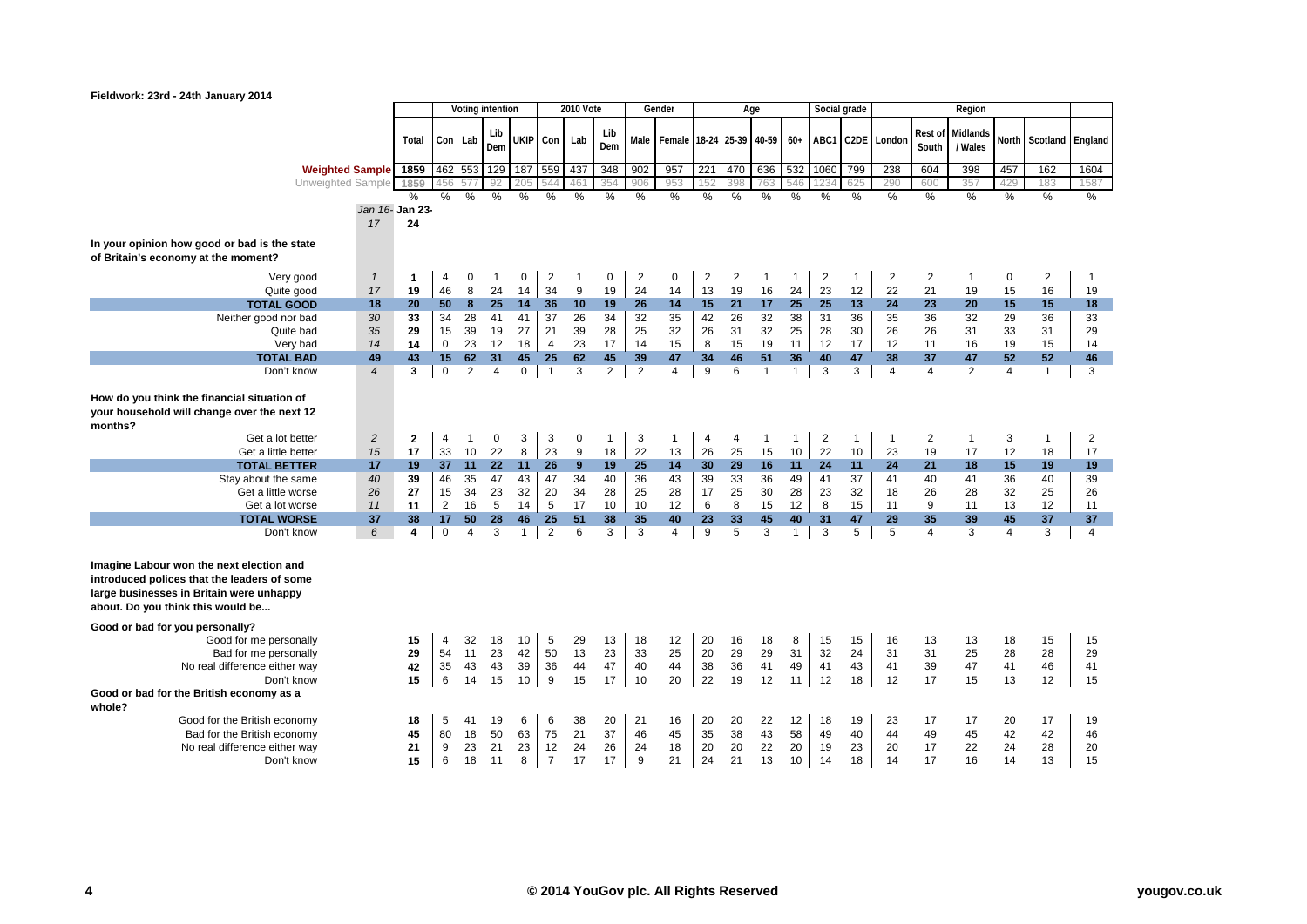Fieldwork: 23rd - 24th January 2014

| | Jan 16-17 | Total (Jan 23-24) | Voting intention: Con | Voting intention: Lab | Voting intention: Lib Dem | Voting intention: UKIP | 2010 Vote: Con | 2010 Vote: Lab | 2010 Vote: Lib Dem | Gender: Male | Gender: Female | Age: 18-24 | Age: 25-39 | Age: 40-59 | Age: 60+ | Social grade: ABC1 | Social grade: C2DE | Region: London | Region: Rest of South | Region: Midlands / Wales | Region: North | Region: Scotland | England |
|---|---|---|---|---|---|---|---|---|---|---|---|---|---|---|---|---|---|---|---|---|---|---|---|
| **Weighted Sample** | | 1859 | 462 | 553 | 129 | 187 | 559 | 437 | 348 | 902 | 957 | 221 | 470 | 636 | 532 | 1060 | 799 | 238 | 604 | 398 | 457 | 162 | 1604 |
| Unweighted Sample | | 1859 | 456 | 577 | 92 | 205 | 544 | 461 | 354 | 906 | 953 | 152 | 398 | 763 | 546 | 1234 | 625 | 290 | 600 | 357 | 429 | 183 | 1587 |
| | | % | % | % | % | % | % | % | % | % | % | % | % | % | % | % | % | % | % | % | % | % | % |
| **In your opinion how good or bad is the state of Britain's economy at the moment?** | | | | | | | | | | | | | | | | | | | | | | | |
| Very good | 1 | 1 | 4 | 0 | 1 | 0 | 2 | 1 | 0 | 2 | 0 | 2 | 2 | 1 | 1 | 2 | 1 | 2 | 2 | 1 | 0 | 2 | 1 |
| Quite good | 17 | 19 | 46 | 8 | 24 | 14 | 34 | 9 | 19 | 24 | 14 | 13 | 19 | 16 | 24 | 23 | 12 | 22 | 21 | 19 | 15 | 16 | 19 |
| **TOTAL GOOD** | 18 | 20 | 50 | 8 | 25 | 14 | 36 | 10 | 19 | 26 | 14 | 15 | 21 | 17 | 25 | 25 | 13 | 24 | 23 | 20 | 15 | 15 | 18 |
| Neither good nor bad | 30 | 33 | 34 | 28 | 41 | 41 | 37 | 26 | 34 | 32 | 35 | 42 | 26 | 32 | 38 | 31 | 36 | 35 | 36 | 32 | 29 | 36 | 33 |
| Quite bad | 35 | 29 | 15 | 39 | 19 | 27 | 21 | 39 | 28 | 25 | 32 | 26 | 31 | 32 | 25 | 28 | 30 | 26 | 26 | 31 | 33 | 31 | 29 |
| Very bad | 14 | 14 | 0 | 23 | 12 | 18 | 4 | 23 | 17 | 14 | 15 | 8 | 15 | 19 | 11 | 12 | 17 | 12 | 11 | 16 | 19 | 15 | 14 |
| **TOTAL BAD** | 49 | 43 | 15 | 62 | 31 | 45 | 25 | 62 | 45 | 39 | 47 | 34 | 46 | 51 | 36 | 40 | 47 | 38 | 37 | 47 | 52 | 52 | 46 |
| Don't know | 4 | 3 | 0 | 2 | 4 | 0 | 1 | 3 | 2 | 2 | 4 | 9 | 6 | 1 | 1 | 3 | 3 | 4 | 4 | 2 | 4 | 1 | 3 |
| **How do you think the financial situation of your household will change over the next 12 months?** | | | | | | | | | | | | | | | | | | | | | | | |
| Get a lot better | 2 | 2 | 4 | 1 | 0 | 3 | 3 | 0 | 1 | 3 | 1 | 4 | 4 | 1 | 1 | 2 | 1 | 1 | 2 | 1 | 3 | 1 | 2 |
| Get a little better | 15 | 17 | 33 | 10 | 22 | 8 | 23 | 9 | 18 | 22 | 13 | 26 | 25 | 15 | 10 | 22 | 10 | 23 | 19 | 17 | 12 | 18 | 17 |
| **TOTAL BETTER** | 17 | 19 | 37 | 11 | 22 | 11 | 26 | 9 | 19 | 25 | 14 | 30 | 29 | 16 | 11 | 24 | 11 | 24 | 21 | 18 | 15 | 19 | 19 |
| Stay about the same | 40 | 39 | 46 | 35 | 47 | 43 | 47 | 34 | 40 | 36 | 43 | 39 | 33 | 36 | 49 | 41 | 37 | 41 | 40 | 41 | 36 | 40 | 39 |
| Get a little worse | 26 | 27 | 15 | 34 | 23 | 32 | 20 | 34 | 28 | 25 | 28 | 17 | 25 | 30 | 28 | 23 | 32 | 18 | 26 | 28 | 32 | 25 | 26 |
| Get a lot worse | 11 | 11 | 2 | 16 | 5 | 14 | 5 | 17 | 10 | 10 | 12 | 6 | 8 | 15 | 12 | 8 | 15 | 11 | 9 | 11 | 13 | 12 | 11 |
| **TOTAL WORSE** | 37 | 38 | 17 | 50 | 28 | 46 | 25 | 51 | 38 | 35 | 40 | 23 | 33 | 45 | 40 | 31 | 47 | 29 | 35 | 39 | 45 | 37 | 37 |
| Don't know | 6 | 4 | 0 | 4 | 3 | 1 | 2 | 6 | 3 | 3 | 4 | 9 | 5 | 3 | 1 | 3 | 5 | 5 | 4 | 3 | 4 | 3 | 4 |
| **Imagine Labour won the next election and introduced polices that the leaders of some large businesses in Britain were unhappy about. Do you think this would be...** | | | | | | | | | | | | | | | | | | | | | | | |
| **Good or bad for you personally?** | | | | | | | | | | | | | | | | | | | | | | | |
| Good for me personally | | 15 | 4 | 32 | 18 | 10 | 5 | 29 | 13 | 18 | 12 | 20 | 16 | 18 | 8 | 15 | 15 | 16 | 13 | 13 | 18 | 15 | 15 |
| Bad for me personally | | 29 | 54 | 11 | 23 | 42 | 50 | 13 | 23 | 33 | 25 | 20 | 29 | 29 | 31 | 32 | 24 | 31 | 31 | 25 | 28 | 28 | 29 |
| No real difference either way | | 42 | 35 | 43 | 43 | 39 | 36 | 44 | 47 | 40 | 44 | 38 | 36 | 41 | 49 | 41 | 43 | 41 | 39 | 47 | 41 | 46 | 41 |
| Don't know | | 15 | 6 | 14 | 15 | 10 | 9 | 15 | 17 | 10 | 20 | 22 | 19 | 12 | 11 | 12 | 18 | 12 | 17 | 15 | 13 | 12 | 15 |
| **Good or bad for the British economy as a whole?** | | | | | | | | | | | | | | | | | | | | | | | |
| Good for the British economy | | 18 | 5 | 41 | 19 | 6 | 6 | 38 | 20 | 21 | 16 | 20 | 20 | 22 | 12 | 18 | 19 | 23 | 17 | 17 | 20 | 17 | 19 |
| Bad for the British economy | | 45 | 80 | 18 | 50 | 63 | 75 | 21 | 37 | 46 | 45 | 35 | 38 | 43 | 58 | 49 | 40 | 44 | 49 | 45 | 42 | 42 | 46 |
| No real difference either way | | 21 | 9 | 23 | 21 | 23 | 12 | 24 | 26 | 24 | 18 | 20 | 20 | 22 | 20 | 19 | 23 | 20 | 17 | 22 | 24 | 28 | 20 |
| Don't know | | 15 | 6 | 18 | 11 | 8 | 7 | 17 | 17 | 9 | 21 | 24 | 21 | 13 | 10 | 14 | 18 | 14 | 17 | 16 | 14 | 13 | 15 |

© 2014 YouGov plc. All Rights Reserved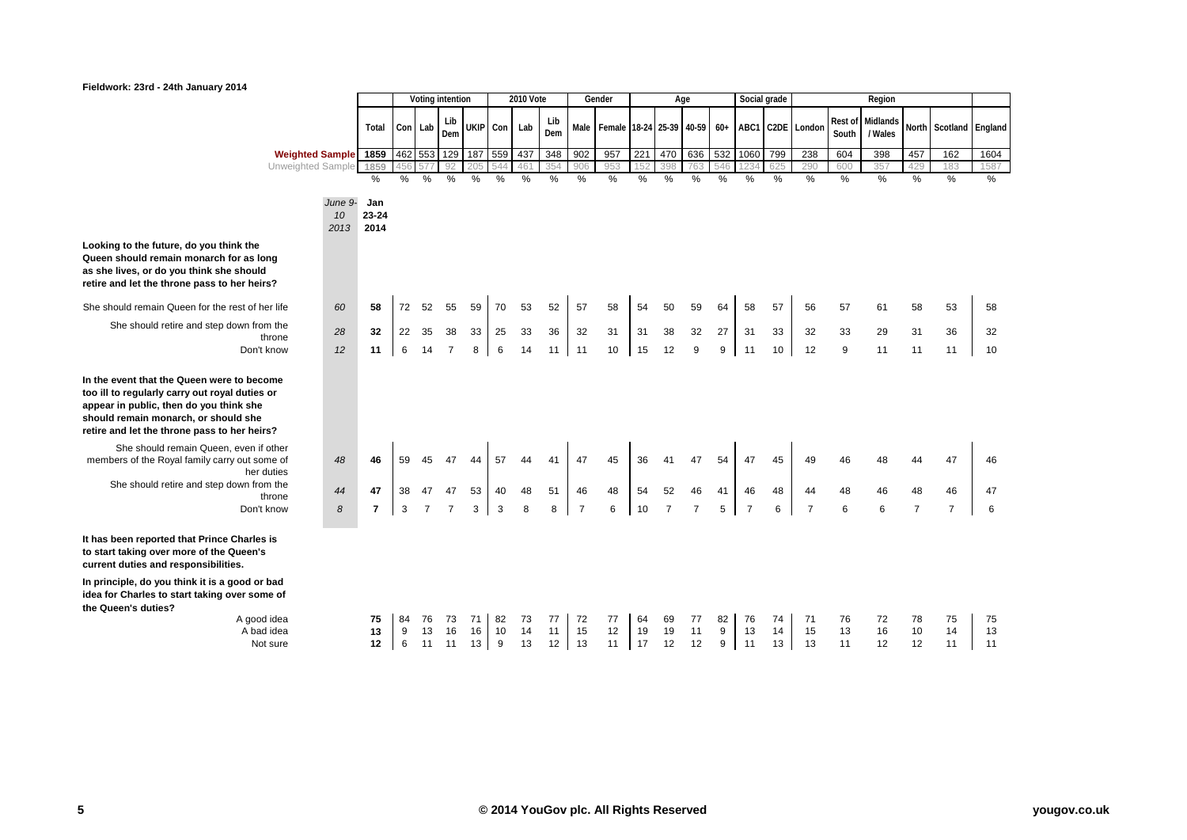Fieldwork: 23rd - 24th January 2014

| | June 9-10 2013 | Jan 23-24 2014 Total | Voting intention | | | | 2010 Vote | | | Gender | | Age | | | | Social grade | | Region | | | | | |
|---|---|---|---|---|---|---|---|---|---|---|---|---|---|---|---|---|---|---|---|---|---|---|---|
| | | | Con | Lab | Lib Dem | UKIP | Con | Lab | Lib Dem | Male | Female | 18-24 | 25-39 | 40-59 | 60+ | ABC1 | C2DE | London | Rest of South | Midlands / Wales | North | Scotland | England |
| Weighted Sample | | 1859 | 462 | 553 | 129 | 187 | 559 | 437 | 348 | 902 | 957 | 221 | 470 | 636 | 532 | 1060 | 799 | 238 | 604 | 398 | 457 | 162 | 1604 |
| Unweighted Sample | | 1859 | 456 | 577 | 92 | 205 | 544 | 461 | 354 | 906 | 953 | 152 | 398 | 763 | 546 | 1234 | 625 | 290 | 600 | 357 | 429 | 183 | 1587 |
| | | % | % | % | % | % | % | % | % | % | % | % | % | % | % | % | % | % | % | % | % | % | % |
| **Looking to the future, do you think the Queen should remain monarch for as long as she lives, or do you think she should retire and let the throne pass to her heirs?** | | | | | | | | | | | | | | | | | | | | | | | |
| She should remain Queen for the rest of her life | 60 | 58 | 72 | 52 | 55 | 59 | 70 | 53 | 52 | 57 | 58 | 54 | 50 | 59 | 64 | 58 | 57 | 56 | 57 | 61 | 58 | 53 | 58 |
| She should retire and step down from the throne | 28 | 32 | 22 | 35 | 38 | 33 | 25 | 33 | 36 | 32 | 31 | 31 | 38 | 32 | 27 | 31 | 33 | 32 | 33 | 29 | 31 | 36 | 32 |
| Don't know | 12 | 11 | 6 | 14 | 7 | 8 | 6 | 14 | 11 | 11 | 10 | 15 | 12 | 9 | 9 | 11 | 10 | 12 | 9 | 11 | 11 | 11 | 10 |
| **In the event that the Queen were to become too ill to regularly carry out royal duties or appear in public, then do you think she should remain monarch, or should she retire and let the throne pass to her heirs?** | | | | | | | | | | | | | | | | | | | | | | | |
| She should remain Queen, even if other members of the Royal family carry out some of her duties | 48 | 46 | 59 | 45 | 47 | 44 | 57 | 44 | 41 | 47 | 45 | 36 | 41 | 47 | 54 | 47 | 45 | 49 | 46 | 48 | 44 | 47 | 46 |
| She should retire and step down from the throne | 44 | 47 | 38 | 47 | 47 | 53 | 40 | 48 | 51 | 46 | 48 | 54 | 52 | 46 | 41 | 46 | 48 | 44 | 48 | 46 | 48 | 46 | 47 |
| Don't know | 8 | 7 | 3 | 7 | 7 | 3 | 3 | 8 | 8 | 7 | 6 | 10 | 7 | 7 | 5 | 7 | 6 | 7 | 6 | 6 | 7 | 7 | 6 |
| **It has been reported that Prince Charles is to start taking over more of the Queen's current duties and responsibilities. In principle, do you think it is a good or bad idea for Charles to start taking over some of the Queen's duties?** | | | | | | | | | | | | | | | | | | | | | | | |
| A good idea | | 75 | 84 | 76 | 73 | 71 | 82 | 73 | 77 | 72 | 77 | 64 | 69 | 77 | 82 | 76 | 74 | 71 | 76 | 72 | 78 | 75 | 75 |
| A bad idea | | 13 | 9 | 13 | 16 | 16 | 10 | 14 | 11 | 15 | 12 | 19 | 19 | 11 | 9 | 13 | 14 | 15 | 13 | 16 | 10 | 14 | 13 |
| Not sure | | 12 | 6 | 11 | 11 | 13 | 9 | 13 | 12 | 13 | 11 | 17 | 12 | 12 | 9 | 11 | 13 | 13 | 11 | 12 | 12 | 11 | 11 |

© 2014 YouGov plc. All Rights Reserved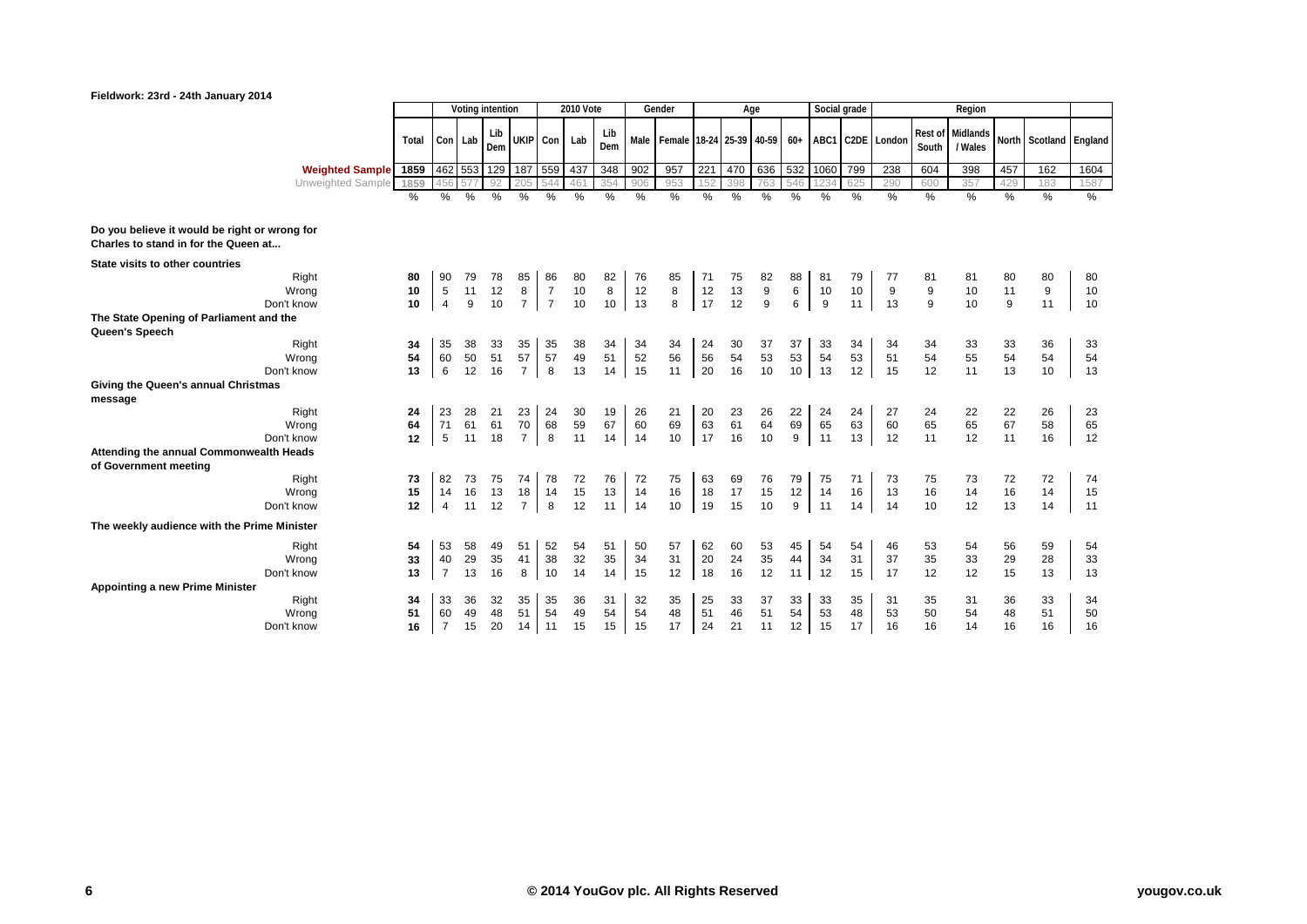Fieldwork: 23rd - 24th January 2014

| | | Voting intention | | | | 2010 Vote | | | Gender | | Age | | | | Social grade | | Region | | | | | |
|---|---|---|---|---|---|---|---|---|---|---|---|---|---|---|---|---|---|---|---|---|---|---|
| | Total | Con | Lab | Lib Dem | UKIP | Con | Lab | Lib Dem | Male | Female | 18-24 | 25-39 | 40-59 | 60+ | ABC1 | C2DE | London | Rest of South | Midlands / Wales | North | Scotland | England |
| **Weighted Sample** | 1859 | 462 | 553 | 129 | 187 | 559 | 437 | 348 | 902 | 957 | 221 | 470 | 636 | 532 | 1060 | 799 | 238 | 604 | 398 | 457 | 162 | 1604 |
| Unweighted Sample | 1859 | 456 | 577 | 92 | 205 | 544 | 461 | 354 | 906 | 953 | 152 | 398 | 763 | 546 | 1234 | 625 | 290 | 600 | 357 | 429 | 183 | 1587 |
| | % | % | % | % | % | % | % | % | % | % | % | % | % | % | % | % | % | % | % | % | % | % |
| **Do you believe it would be right or wrong for Charles to stand in for the Queen at...** | | | | | | | | | | | | | | | | | | | | | | |
| **State visits to other countries** | | | | | | | | | | | | | | | | | | | | | | |
| Right | 80 | 90 | 79 | 78 | 85 | 86 | 80 | 82 | 76 | 85 | 71 | 75 | 82 | 88 | 81 | 79 | 77 | 81 | 81 | 80 | 80 | 80 |
| Wrong | 10 | 5 | 11 | 12 | 8 | 7 | 10 | 8 | 12 | 8 | 12 | 13 | 9 | 6 | 10 | 10 | 9 | 9 | 10 | 11 | 9 | 10 |
| Don't know | 10 | 4 | 9 | 10 | 7 | 7 | 10 | 10 | 13 | 8 | 17 | 12 | 9 | 6 | 9 | 11 | 13 | 9 | 10 | 9 | 11 | 10 |
| **The State Opening of Parliament and the Queen's Speech** | | | | | | | | | | | | | | | | | | | | | | |
| Right | 34 | 35 | 38 | 33 | 35 | 35 | 38 | 34 | 34 | 34 | 24 | 30 | 37 | 37 | 33 | 34 | 34 | 34 | 33 | 33 | 36 | 33 |
| Wrong | 54 | 60 | 50 | 51 | 57 | 57 | 49 | 51 | 52 | 56 | 56 | 54 | 53 | 53 | 54 | 53 | 51 | 54 | 55 | 54 | 54 | 54 |
| Don't know | 13 | 6 | 12 | 16 | 7 | 8 | 13 | 14 | 15 | 11 | 20 | 16 | 10 | 10 | 13 | 12 | 15 | 12 | 11 | 13 | 10 | 13 |
| **Giving the Queen's annual Christmas message** | | | | | | | | | | | | | | | | | | | | | | |
| Right | 24 | 23 | 28 | 21 | 23 | 24 | 30 | 19 | 26 | 21 | 20 | 23 | 26 | 22 | 24 | 24 | 27 | 24 | 22 | 22 | 26 | 23 |
| Wrong | 64 | 71 | 61 | 61 | 70 | 68 | 59 | 67 | 60 | 69 | 63 | 61 | 64 | 69 | 65 | 63 | 60 | 65 | 65 | 67 | 58 | 65 |
| Don't know | 12 | 5 | 11 | 18 | 7 | 8 | 11 | 14 | 14 | 10 | 17 | 16 | 10 | 9 | 11 | 13 | 12 | 11 | 12 | 11 | 16 | 12 |
| **Attending the annual Commonwealth Heads of Government meeting** | | | | | | | | | | | | | | | | | | | | | | |
| Right | 73 | 82 | 73 | 75 | 74 | 78 | 72 | 76 | 72 | 75 | 63 | 69 | 76 | 79 | 75 | 71 | 73 | 75 | 73 | 72 | 72 | 74 |
| Wrong | 15 | 14 | 16 | 13 | 18 | 14 | 15 | 13 | 14 | 16 | 18 | 17 | 15 | 12 | 14 | 16 | 13 | 16 | 14 | 16 | 14 | 15 |
| Don't know | 12 | 4 | 11 | 12 | 7 | 8 | 12 | 11 | 14 | 10 | 19 | 15 | 10 | 9 | 11 | 14 | 14 | 10 | 12 | 13 | 14 | 11 |
| **The weekly audience with the Prime Minister** | | | | | | | | | | | | | | | | | | | | | | |
| Right | 54 | 53 | 58 | 49 | 51 | 52 | 54 | 51 | 50 | 57 | 62 | 60 | 53 | 45 | 54 | 54 | 46 | 53 | 54 | 56 | 59 | 54 |
| Wrong | 33 | 40 | 29 | 35 | 41 | 38 | 32 | 35 | 34 | 31 | 20 | 24 | 35 | 44 | 34 | 31 | 37 | 35 | 33 | 29 | 28 | 33 |
| Don't know | 13 | 7 | 13 | 16 | 8 | 10 | 14 | 14 | 15 | 12 | 18 | 16 | 12 | 11 | 12 | 15 | 17 | 12 | 12 | 15 | 13 | 13 |
| **Appointing a new Prime Minister** | | | | | | | | | | | | | | | | | | | | | | |
| Right | 34 | 33 | 36 | 32 | 35 | 35 | 36 | 31 | 32 | 35 | 25 | 33 | 37 | 33 | 33 | 35 | 31 | 35 | 31 | 36 | 33 | 34 |
| Wrong | 51 | 60 | 49 | 48 | 51 | 54 | 49 | 54 | 54 | 48 | 51 | 46 | 51 | 54 | 53 | 48 | 53 | 50 | 54 | 48 | 51 | 50 |
| Don't know | 16 | 7 | 15 | 20 | 14 | 11 | 15 | 15 | 15 | 17 | 24 | 21 | 11 | 12 | 15 | 17 | 16 | 16 | 14 | 16 | 16 | 16 |

© 2014 YouGov plc. All Rights Reserved

yougov.co.uk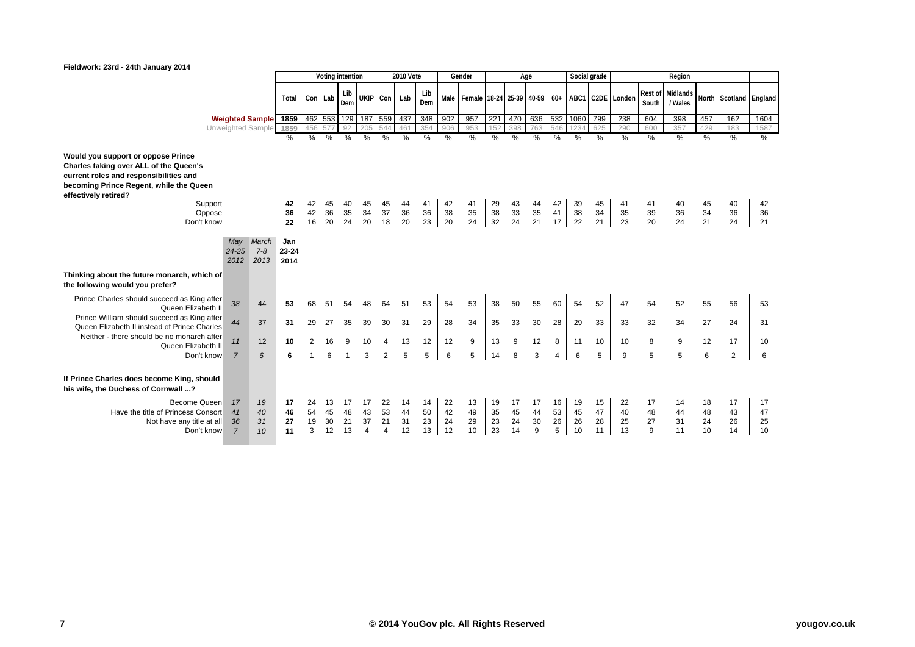**Fieldwork: 23rd - 24th January 2014**

| | May 24-25 2012 | March 7-8 2013 | Total | Con | Lab | Lib Dem | UKIP | 2010 Vote: Con | 2010 Vote: Lab | 2010 Vote: Lib Dem | Male | Female | 18-24 | 25-39 | 40-59 | 60+ | ABC1 | C2DE | London | Rest of South | Midlands / Wales | North | Scotland | England |
|---|---|---|---|---|---|---|---|---|---|---|---|---|---|---|---|---|---|---|---|---|---|---|---|---|
| | | | | Voting intention | | | | 2010 Vote | | | Gender | | Age | | | | Social grade | | Region | | | | | |
| Weighted Sample | | | 1859 | 462 | 553 | 129 | 187 | 559 | 437 | 348 | 902 | 957 | 221 | 470 | 636 | 532 | 1060 | 799 | 238 | 604 | 398 | 457 | 162 | 1604 |
| Unweighted Sample | | | 1859 | 456 | 577 | 92 | 205 | 544 | 461 | 354 | 906 | 953 | 152 | 398 | 763 | 546 | 1234 | 625 | 290 | 600 | 357 | 429 | 183 | 1587 |
| | | | % | % | % | % | % | % | % | % | % | % | % | % | % | % | % | % | % | % | % | % | % | % |
| **Would you support or oppose Prince Charles taking over ALL of the Queen's current roles and responsibilities and becoming Prince Regent, while the Queen effectively retired?** | | | | | | | | | | | | | | | | | | | | | | | | |
| Support | | | **42** | 42 | 45 | 40 | 45 | 45 | 44 | 41 | 42 | 41 | 29 | 43 | 44 | 42 | 39 | 45 | 41 | 41 | 40 | 45 | 40 | 42 |
| Oppose | | | **36** | 42 | 36 | 35 | 34 | 37 | 36 | 36 | 38 | 35 | 38 | 33 | 35 | 41 | 38 | 34 | 35 | 39 | 36 | 34 | 36 | 36 |
| Don't know | | | **22** | 16 | 20 | 24 | 20 | 18 | 20 | 23 | 20 | 24 | 32 | 24 | 21 | 17 | 22 | 21 | 23 | 20 | 24 | 21 | 24 | 21 |
| | *May 24-25 2012* | *March 7-8 2013* | **Jan 23-24 2014** | | | | | | | | | | | | | | | | | | | | | |
| **Thinking about the future monarch, which of the following would you prefer?** | | | | | | | | | | | | | | | | | | | | | | | | |
| Prince Charles should succeed as King after Queen Elizabeth II | *38* | 44 | **53** | 68 | 51 | 54 | 48 | 64 | 51 | 53 | 54 | 53 | 38 | 50 | 55 | 60 | 54 | 52 | 47 | 54 | 52 | 55 | 56 | 53 |
| Prince William should succeed as King after Queen Elizabeth II instead of Prince Charles | *44* | 37 | **31** | 29 | 27 | 35 | 39 | 30 | 31 | 29 | 28 | 34 | 35 | 33 | 30 | 28 | 29 | 33 | 33 | 32 | 34 | 27 | 24 | 31 |
| Neither - there should be no monarch after Queen Elizabeth II | *11* | 12 | **10** | 2 | 16 | 9 | 10 | 4 | 13 | 12 | 12 | 9 | 13 | 9 | 12 | 8 | 11 | 10 | 10 | 8 | 9 | 12 | 17 | 10 |
| Don't know | *7* | *6* | **6** | 1 | 6 | 1 | 3 | 2 | 5 | 5 | 6 | 5 | 14 | 8 | 3 | 4 | 6 | 5 | 9 | 5 | 5 | 6 | 2 | 6 |
| **If Prince Charles does become King, should his wife, the Duchess of Cornwall ...?** | | | | | | | | | | | | | | | | | | | | | | | | |
| Become Queen | *17* | *19* | **17** | 24 | 13 | 17 | 17 | 22 | 14 | 14 | 22 | 13 | 19 | 17 | 17 | 16 | 19 | 15 | 22 | 17 | 14 | 18 | 17 | 17 |
| Have the title of Princess Consort | *41* | *40* | **46** | 54 | 45 | 48 | 43 | 53 | 44 | 50 | 42 | 49 | 35 | 45 | 44 | 53 | 45 | 47 | 40 | 48 | 44 | 48 | 43 | 47 |
| Not have any title at all | *36* | *31* | **27** | 19 | 30 | 21 | 37 | 21 | 31 | 23 | 24 | 29 | 23 | 24 | 30 | 26 | 26 | 28 | 25 | 27 | 31 | 24 | 26 | 25 |
| Don't know | *7* | *10* | **11** | 3 | 12 | 13 | 4 | 4 | 12 | 13 | 12 | 10 | 23 | 14 | 9 | 5 | 10 | 11 | 13 | 9 | 11 | 10 | 14 | 10 |

© 2014 YouGov plc. All Rights Reserved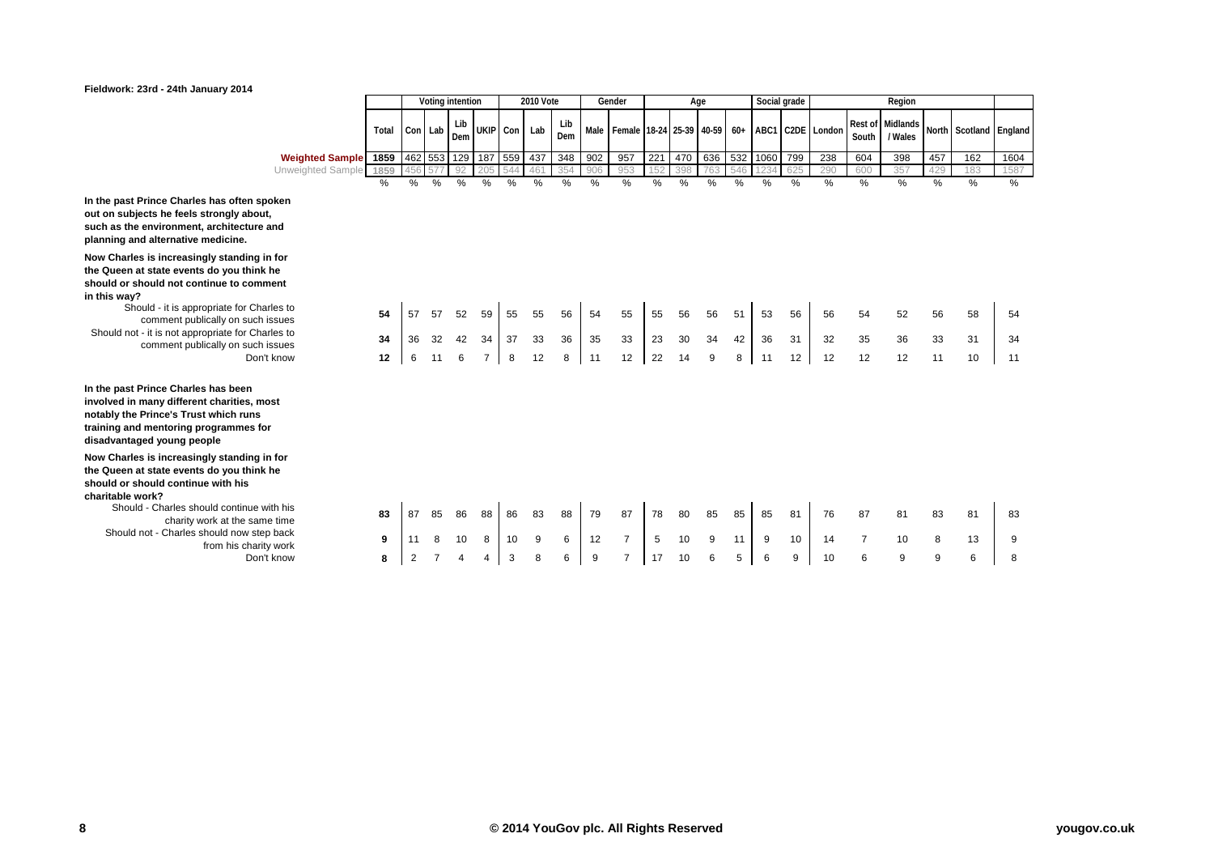Fieldwork: 23rd - 24th January 2014

| | Total | Voting intention | | | | 2010 Vote | | | Gender | | Age | | | | Social grade | | Region | | | | | |
|---|---|---|---|---|---|---|---|---|---|---|---|---|---|---|---|---|---|---|---|---|---|---|
| | | Con | Lab | Lib Dem | UKIP | Con | Lab | Lib Dem | Male | Female | 18-24 | 25-39 | 40-59 | 60+ | ABC1 | C2DE | London | Rest of South | Midlands / Wales | North | Scotland | England |
| Weighted Sample | 1859 | 462 | 553 | 129 | 187 | 559 | 437 | 348 | 902 | 957 | 221 | 470 | 636 | 532 | 1060 | 799 | 238 | 604 | 398 | 457 | 162 | 1604 |
| Unweighted Sample | 1859 | 456 | 577 | 92 | 205 | 544 | 461 | 354 | 906 | 953 | 152 | 398 | 763 | 546 | 1234 | 625 | 290 | 600 | 357 | 429 | 183 | 1587 |
| | % | % | % | % | % | % | % | % | % | % | % | % | % | % | % | % | % | % | % | % | % | % |
| **In the past Prince Charles has often spoken out on subjects he feels strongly about, such as the environment, architecture and planning and alternative medicine. Now Charles is increasingly standing in for the Queen at state events do you think he should or should not continue to comment in this way?** | | | | | | | | | | | | | | | | | | | | | | |
| Should - it is appropriate for Charles to comment publically on such issues | 54 | 57 | 57 | 52 | 59 | 55 | 55 | 56 | 54 | 55 | 55 | 56 | 56 | 51 | 53 | 56 | 56 | 54 | 52 | 56 | 58 | 54 |
| Should not - it is not appropriate for Charles to comment publically on such issues | 34 | 36 | 32 | 42 | 34 | 37 | 33 | 36 | 35 | 33 | 23 | 30 | 34 | 42 | 36 | 31 | 32 | 35 | 36 | 33 | 31 | 34 |
| Don't know | 12 | 6 | 11 | 6 | 7 | 8 | 12 | 8 | 11 | 12 | 22 | 14 | 9 | 8 | 11 | 12 | 12 | 12 | 12 | 11 | 10 | 11 |
| **In the past Prince Charles has been involved in many different charities, most notably the Prince's Trust which runs training and mentoring programmes for disadvantaged young people. Now Charles is increasingly standing in for the Queen at state events do you think he should or should continue with his charitable work?** | | | | | | | | | | | | | | | | | | | | | | |
| Should - Charles should continue with his charity work at the same time | 83 | 87 | 85 | 86 | 88 | 86 | 83 | 88 | 79 | 87 | 78 | 80 | 85 | 85 | 85 | 81 | 76 | 87 | 81 | 83 | 81 | 83 |
| Should not - Charles should now step back from his charity work | 9 | 11 | 8 | 10 | 8 | 10 | 9 | 6 | 12 | 7 | 5 | 10 | 9 | 11 | 9 | 10 | 14 | 7 | 10 | 8 | 13 | 9 |
| Don't know | 8 | 2 | 7 | 4 | 4 | 3 | 8 | 6 | 9 | 7 | 17 | 10 | 6 | 5 | 6 | 9 | 10 | 6 | 9 | 9 | 6 | 8 |

© 2014 YouGov plc. All Rights Reserved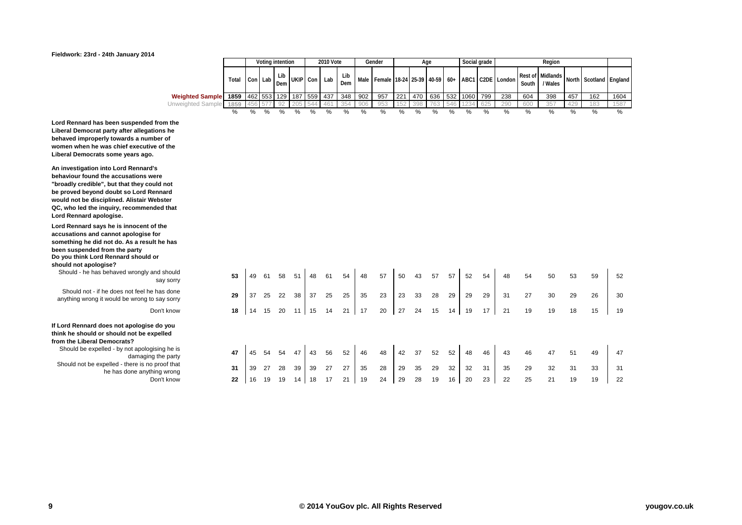Fieldwork: 23rd - 24th January 2014

| | Total | Voting intention | | | | 2010 Vote | | | Gender | | Age | | | | Social grade | | Region | | | | | |
|---|---|---|---|---|---|---|---|---|---|---|---|---|---|---|---|---|---|---|---|---|---|---|
| | | Con | Lab | Lib Dem | UKIP | Con | Lab | Lib Dem | Male | Female | 18-24 | 25-39 | 40-59 | 60+ | ABC1 | C2DE | London | Rest of South | Midlands / Wales | North | Scotland | England |
| **Weighted Sample** | 1859 | 462 | 553 | 129 | 187 | 559 | 437 | 348 | 902 | 957 | 221 | 470 | 636 | 532 | 1060 | 799 | 238 | 604 | 398 | 457 | 162 | 1604 |
| Unweighted Sample | 1859 | 456 | 577 | 92 | 205 | 544 | 461 | 354 | 906 | 953 | 152 | 398 | 763 | 546 | 1234 | 625 | 290 | 600 | 357 | 429 | 183 | 1587 |
| | % | % | % | % | % | % | % | % | % | % | % | % | % | % | % | % | % | % | % | % | % | % |
| **Lord Rennard has been suspended from the Liberal Democrat party after allegations he behaved improperly towards a number of women when he was chief executive of the Liberal Democrats some years ago. An investigation into Lord Rennard's behaviour found the accusations were "broadly credible", but that they could not be proved beyond doubt so Lord Rennard would not be disciplined. Alistair Webster QC, who led the inquiry, recommended that Lord Rennard apologise. Lord Rennard says he is innocent of the accusations and cannot apologise for something he did not do. As a result he has been suspended from the party. Do you think Lord Rennard should or should not apologise?** | | | | | | | | | | | | | | | | | | | | | | |
| Should - he has behaved wrongly and should say sorry | 53 | 49 | 61 | 58 | 51 | 48 | 61 | 54 | 48 | 57 | 50 | 43 | 57 | 57 | 52 | 54 | 48 | 54 | 50 | 53 | 59 | 52 |
| Should not - if he does not feel he has done anything wrong it would be wrong to say sorry | 29 | 37 | 25 | 22 | 38 | 37 | 25 | 25 | 35 | 23 | 23 | 33 | 28 | 29 | 29 | 29 | 31 | 27 | 30 | 29 | 26 | 30 |
| Don't know | 18 | 14 | 15 | 20 | 11 | 15 | 14 | 21 | 17 | 20 | 27 | 24 | 15 | 14 | 19 | 17 | 21 | 19 | 19 | 18 | 15 | 19 |
| **If Lord Rennard does not apologise do you think he should or should not be expelled from the Liberal Democrats?** | | | | | | | | | | | | | | | | | | | | | | |
| Should be expelled - by not apologising he is damaging the party | 47 | 45 | 54 | 54 | 47 | 43 | 56 | 52 | 46 | 48 | 42 | 37 | 52 | 52 | 48 | 46 | 43 | 46 | 47 | 51 | 49 | 47 |
| Should not be expelled - there is no proof that he has done anything wrong | 31 | 39 | 27 | 28 | 39 | 39 | 27 | 27 | 35 | 28 | 29 | 35 | 29 | 32 | 32 | 31 | 35 | 29 | 32 | 31 | 33 | 31 |
| Don't know | 22 | 16 | 19 | 19 | 14 | 18 | 17 | 21 | 19 | 24 | 29 | 28 | 19 | 16 | 20 | 23 | 22 | 25 | 21 | 19 | 19 | 22 |

© 2014 YouGov plc. All Rights Reserved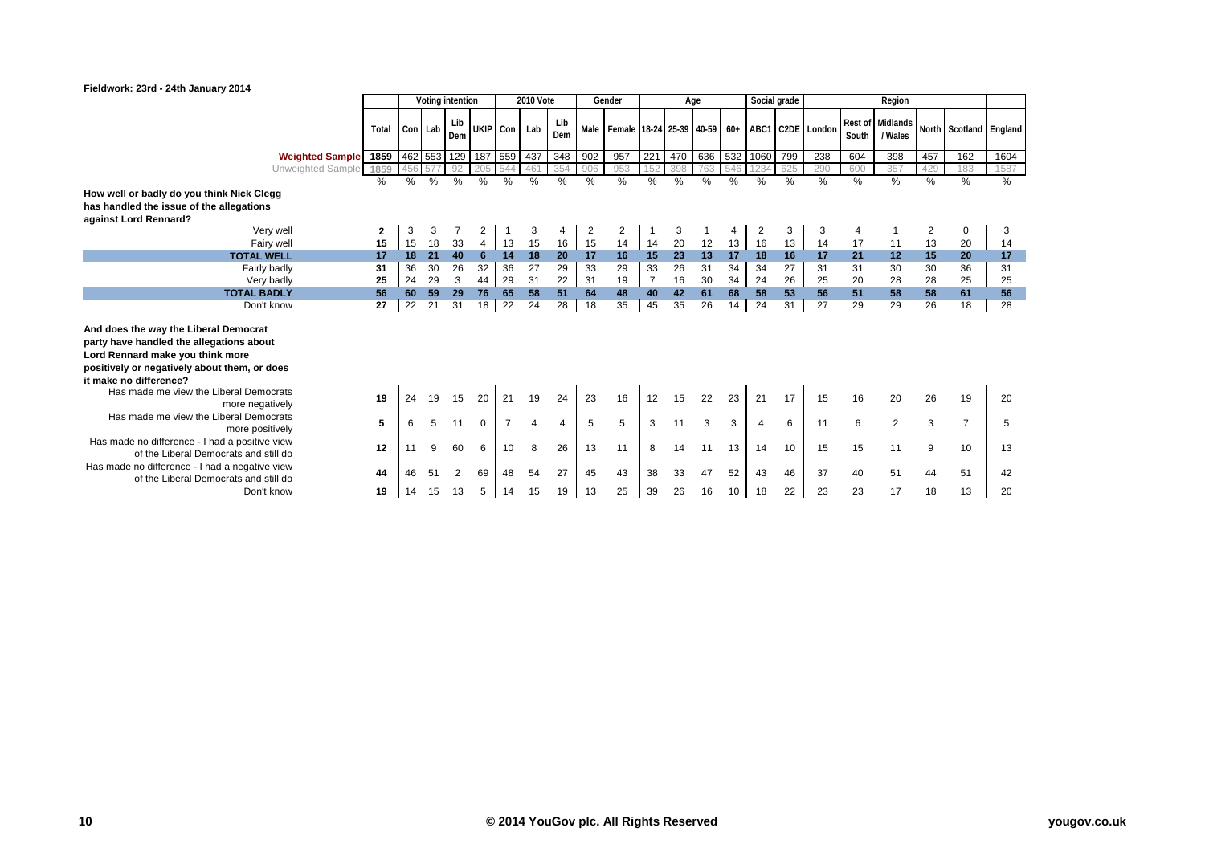**Fieldwork: 23rd - 24th January 2014**

| | Total | Voting intention | | | | 2010 Vote | | | Gender | | Age | | | | Social grade | | Region | | | | | |
|---|---|---|---|---|---|---|---|---|---|---|---|---|---|---|---|---|---|---|---|---|---|---|
| | | Con | Lab | Lib Dem | UKIP | Con | Lab | Lib Dem | Male | Female | 18-24 | 25-39 | 40-59 | 60+ | ABC1 | C2DE | London | Rest of South | Midlands / Wales | North | Scotland | England |
| **Weighted Sample** | 1859 | 462 | 553 | 129 | 187 | 559 | 437 | 348 | 902 | 957 | 221 | 470 | 636 | 532 | 1060 | 799 | 238 | 604 | 398 | 457 | 162 | 1604 |
| Unweighted Sample | 1859 | 456 | 577 | 92 | 205 | 544 | 461 | 354 | 906 | 953 | 152 | 398 | 763 | 546 | 1234 | 625 | 290 | 600 | 357 | 429 | 183 | 1587 |
| | % | % | % | % | % | % | % | % | % | % | % | % | % | % | % | % | % | % | % | % | % | % |
| **How well or badly do you think Nick Clegg has handled the issue of the allegations against Lord Rennard?** | | | | | | | | | | | | | | | | | | | | | | |
| Very well | 2 | 3 | 3 | 7 | 2 | 1 | 3 | 4 | 2 | 2 | 1 | 3 | 1 | 4 | 2 | 3 | 3 | 4 | 1 | 2 | 0 | 3 |
| Fairy well | 15 | 15 | 18 | 33 | 4 | 13 | 15 | 16 | 15 | 14 | 14 | 20 | 12 | 13 | 16 | 13 | 14 | 17 | 11 | 13 | 20 | 14 |
| **TOTAL WELL** | **17** | **18** | **21** | **40** | **6** | **14** | **18** | **20** | **17** | **16** | **15** | **23** | **13** | **17** | **18** | **16** | **17** | **21** | **12** | **15** | **20** | **17** |
| Fairly badly | 31 | 36 | 30 | 26 | 32 | 36 | 27 | 29 | 33 | 29 | 33 | 26 | 31 | 34 | 34 | 27 | 31 | 31 | 30 | 30 | 36 | 31 |
| Very badly | 25 | 24 | 29 | 3 | 44 | 29 | 31 | 22 | 31 | 19 | 7 | 16 | 30 | 34 | 24 | 26 | 25 | 20 | 28 | 28 | 25 | 25 |
| **TOTAL BADLY** | **56** | **60** | **59** | **29** | **76** | **65** | **58** | **51** | **64** | **48** | **40** | **42** | **61** | **68** | **58** | **53** | **56** | **51** | **58** | **58** | **61** | **56** |
| Don't know | 27 | 22 | 21 | 31 | 18 | 22 | 24 | 28 | 18 | 35 | 45 | 35 | 26 | 14 | 24 | 31 | 27 | 29 | 29 | 26 | 18 | 28 |
| **And does the way the Liberal Democrat party have handled the allegations about Lord Rennard make you think more positively or negatively about them, or does it make no difference?** | | | | | | | | | | | | | | | | | | | | | | |
| Has made me view the Liberal Democrats more negatively | 19 | 24 | 19 | 15 | 20 | 21 | 19 | 24 | 23 | 16 | 12 | 15 | 22 | 23 | 21 | 17 | 15 | 16 | 20 | 26 | 19 | 20 |
| Has made me view the Liberal Democrats more positively | 5 | 6 | 5 | 11 | 0 | 7 | 4 | 4 | 5 | 5 | 3 | 11 | 3 | 3 | 4 | 6 | 11 | 6 | 2 | 3 | 7 | 5 |
| Has made no difference - I had a positive view of the Liberal Democrats and still do | 12 | 11 | 9 | 60 | 6 | 10 | 8 | 26 | 13 | 11 | 8 | 14 | 11 | 13 | 14 | 10 | 15 | 15 | 11 | 9 | 10 | 13 |
| Has made no difference - I had a negative view of the Liberal Democrats and still do | 44 | 46 | 51 | 2 | 69 | 48 | 54 | 27 | 45 | 43 | 38 | 33 | 47 | 52 | 43 | 46 | 37 | 40 | 51 | 44 | 51 | 42 |
| Don't know | 19 | 14 | 15 | 13 | 5 | 14 | 15 | 19 | 13 | 25 | 39 | 26 | 16 | 10 | 18 | 22 | 23 | 23 | 17 | 18 | 13 | 20 |

© 2014 YouGov plc. All Rights Reserved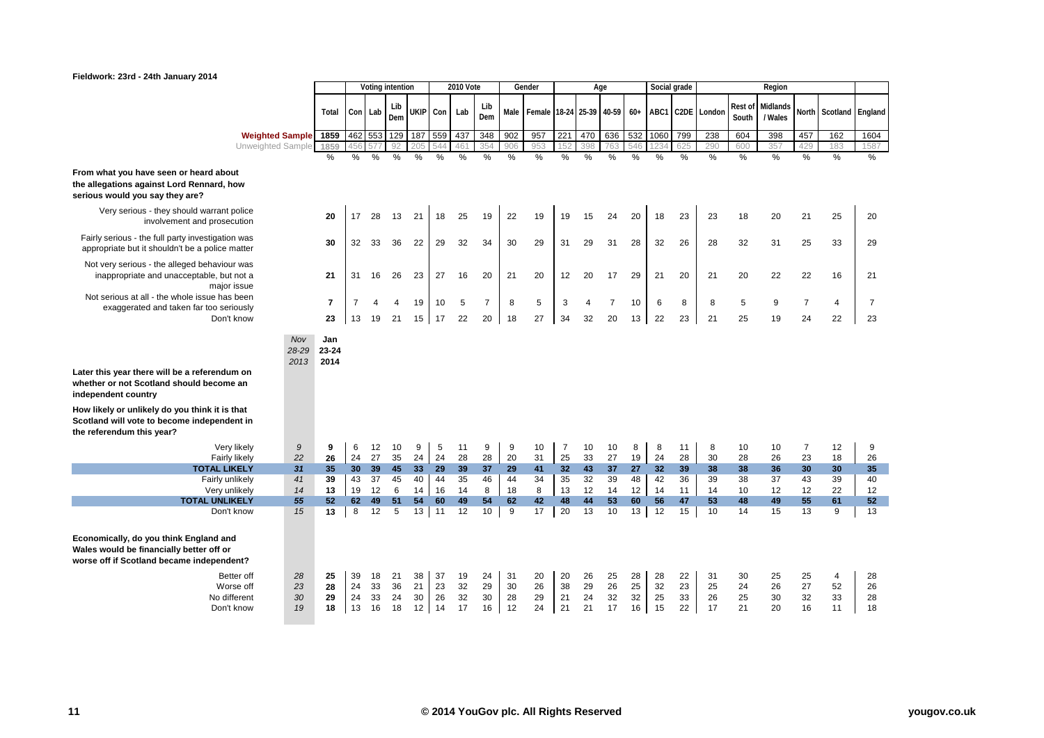**Fieldwork: 23rd - 24th January 2014**

| | | Total | Voting intention | | | | 2010 Vote | | | Gender | | Age | | | | Social grade | | Region | | | | | |
|---|---|---|---|---|---|---|---|---|---|---|---|---|---|---|---|---|---|---|---|---|---|---|---|
| | | | Con | Lab | Lib Dem | UKIP | Con | Lab | Lib Dem | Male | Female | 18-24 | 25-39 | 40-59 | 60+ | ABC1 | C2DE | London | Rest of South | Midlands / Wales | North | Scotland | England |
| **Weighted Sample** | | 1859 | 462 | 553 | 129 | 187 | 559 | 437 | 348 | 902 | 957 | 221 | 470 | 636 | 532 | 1060 | 799 | 238 | 604 | 398 | 457 | 162 | 1604 |
| Unweighted Sample | | 1859 | 456 | 577 | 92 | 205 | 544 | 461 | 354 | 906 | 953 | 152 | 398 | 763 | 546 | 1234 | 625 | 290 | 600 | 357 | 429 | 183 | 1587 |
| | | % | % | % | % | % | % | % | % | % | % | % | % | % | % | % | % | % | % | % | % | % | % |
| **From what you have seen or heard about the allegations against Lord Rennard, how serious would you say they are?** | | | | | | | | | | | | | | | | | | | | | | | |
| Very serious - they should warrant police involvement and prosecution | | 20 | 17 | 28 | 13 | 21 | 18 | 25 | 19 | 22 | 19 | 19 | 15 | 24 | 20 | 18 | 23 | 23 | 18 | 20 | 21 | 25 | 20 |
| Fairly serious - the full party investigation was appropriate but it shouldn't be a police matter | | 30 | 32 | 33 | 36 | 22 | 29 | 32 | 34 | 30 | 29 | 31 | 29 | 31 | 28 | 32 | 26 | 28 | 32 | 31 | 25 | 33 | 29 |
| Not very serious - the alleged behaviour was inappropriate and unacceptable, but not a major issue | | 21 | 31 | 16 | 26 | 23 | 27 | 16 | 20 | 21 | 20 | 12 | 20 | 17 | 29 | 21 | 20 | 21 | 20 | 22 | 22 | 16 | 21 |
| Not serious at all - the whole issue has been exaggerated and taken far too seriously | | 7 | 7 | 4 | 4 | 19 | 10 | 5 | 7 | 8 | 5 | 3 | 4 | 7 | 10 | 6 | 8 | 8 | 5 | 9 | 7 | 4 | 7 |
| Don't know | | 23 | 13 | 19 | 21 | 15 | 17 | 22 | 20 | 18 | 27 | 34 | 32 | 20 | 13 | 22 | 23 | 21 | 25 | 19 | 24 | 22 | 23 |
| | *Nov 28-29 2013* | **Jan 23-24 2014** | | | | | | | | | | | | | | | | | | | | | |
| **Later this year there will be a referendum on whether or not Scotland should become an independent country** | | | | | | | | | | | | | | | | | | | | | | | |
| **How likely or unlikely do you think it is that Scotland will vote to become independent in the referendum this year?** | | | | | | | | | | | | | | | | | | | | | | | |
| Very likely | *9* | 9 | 6 | 12 | 10 | 9 | 5 | 11 | 9 | 9 | 10 | 7 | 10 | 10 | 8 | 8 | 11 | 8 | 10 | 10 | 7 | 12 | 9 |
| Fairly likely | *22* | 26 | 24 | 27 | 35 | 24 | 24 | 28 | 28 | 20 | 31 | 25 | 33 | 27 | 19 | 24 | 28 | 30 | 28 | 26 | 23 | 18 | 26 |
| **TOTAL LIKELY** | *31* | **35** | **30** | **39** | **45** | **33** | **29** | **39** | **37** | **29** | **41** | **32** | **43** | **37** | **27** | **32** | **39** | **38** | **38** | **36** | **30** | **30** | **35** |
| Fairly unlikely | *41* | 39 | 43 | 37 | 45 | 40 | 44 | 35 | 46 | 44 | 34 | 35 | 32 | 39 | 48 | 42 | 36 | 39 | 38 | 37 | 43 | 39 | 40 |
| Very unlikely | *14* | 13 | 19 | 12 | 6 | 14 | 16 | 14 | 8 | 18 | 8 | 13 | 12 | 14 | 12 | 14 | 11 | 14 | 10 | 12 | 12 | 22 | 12 |
| **TOTAL UNLIKELY** | *55* | **52** | **62** | **49** | **51** | **54** | **60** | **49** | **54** | **62** | **42** | **48** | **44** | **53** | **60** | **56** | **47** | **53** | **48** | **49** | **55** | **61** | **52** |
| Don't know | *15* | 13 | 8 | 12 | 5 | 13 | 11 | 12 | 10 | 9 | 17 | 20 | 13 | 10 | 13 | 12 | 15 | 10 | 14 | 15 | 13 | 9 | 13 |
| **Economically, do you think England and Wales would be financially better off or worse off if Scotland became independent?** | | | | | | | | | | | | | | | | | | | | | | | |
| Better off | *28* | 25 | 39 | 18 | 21 | 38 | 37 | 19 | 24 | 31 | 20 | 20 | 26 | 25 | 28 | 28 | 22 | 31 | 30 | 25 | 25 | 4 | 28 |
| Worse off | *23* | 28 | 24 | 33 | 36 | 21 | 23 | 32 | 29 | 30 | 26 | 38 | 29 | 26 | 25 | 32 | 23 | 25 | 24 | 26 | 27 | 52 | 26 |
| No different | *30* | 29 | 24 | 33 | 24 | 30 | 26 | 32 | 30 | 28 | 29 | 21 | 24 | 32 | 32 | 25 | 33 | 26 | 25 | 30 | 32 | 33 | 28 |
| Don't know | *19* | 18 | 13 | 16 | 18 | 12 | 14 | 17 | 16 | 12 | 24 | 21 | 21 | 17 | 16 | 15 | 22 | 17 | 21 | 20 | 16 | 11 | 18 |

© 2014 YouGov plc. All Rights Reserved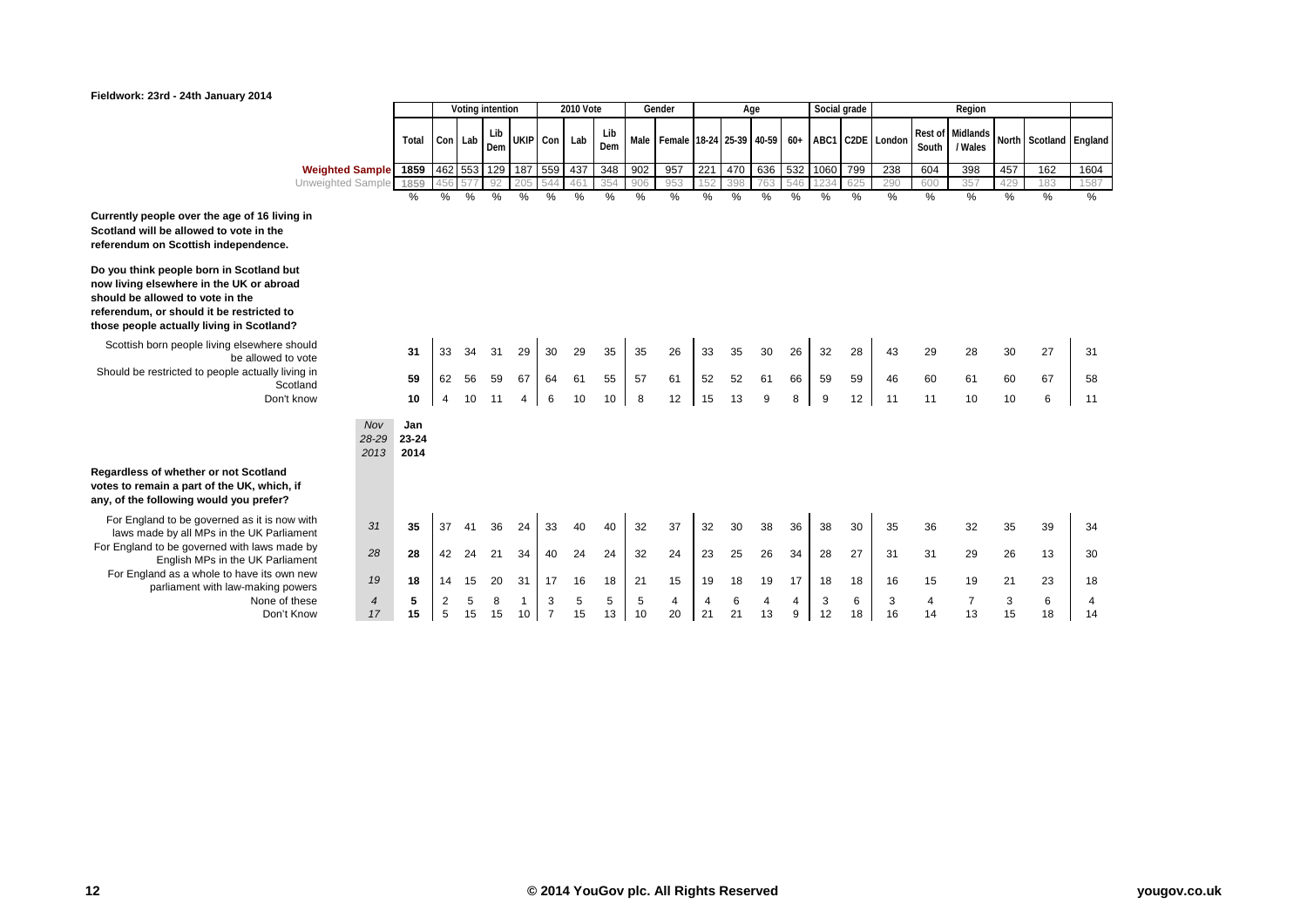Fieldwork: 23rd - 24th January 2014

| | | Total | Voting intention | | | | 2010 Vote | | | Gender | | Age | | | | Social grade | | Region | | | | | |
|---|---|---|---|---|---|---|---|---|---|---|---|---|---|---|---|---|---|---|---|---|---|---|---|
| | | | Con | Lab | Lib Dem | UKIP | Con | Lab | Lib Dem | Male | Female | 18-24 | 25-39 | 40-59 | 60+ | ABC1 | C2DE | London | Rest of South | Midlands / Wales | North | Scotland | England |
| Weighted Sample | | 1859 | 462 | 553 | 129 | 187 | 559 | 437 | 348 | 902 | 957 | 221 | 470 | 636 | 532 | 1060 | 799 | 238 | 604 | 398 | 457 | 162 | 1604 |
| Unweighted Sample | | 1859 | 456 | 577 | 92 | 205 | 544 | 461 | 354 | 906 | 953 | 152 | 398 | 763 | 546 | 1234 | 625 | 290 | 600 | 357 | 429 | 183 | 1587 |
| | | % | % | % | % | % | % | % | % | % | % | % | % | % | % | % | % | % | % | % | % | % | % |
| **Currently people over the age of 16 living in Scotland will be allowed to vote in the referendum on Scottish independence.** | | | | | | | | | | | | | | | | | | | | | | | |
| **Do you think people born in Scotland but now living elsewhere in the UK or abroad should be allowed to vote in the referendum, or should it be restricted to those people actually living in Scotland?** | | | | | | | | | | | | | | | | | | | | | | | |
| Scottish born people living elsewhere should be allowed to vote | | 31 | 33 | 34 | 31 | 29 | 30 | 29 | 35 | 35 | 26 | 33 | 35 | 30 | 26 | 32 | 28 | 43 | 29 | 28 | 30 | 27 | 31 |
| Should be restricted to people actually living in Scotland | | 59 | 62 | 56 | 59 | 67 | 64 | 61 | 55 | 57 | 61 | 52 | 52 | 61 | 66 | 59 | 59 | 46 | 60 | 61 | 60 | 67 | 58 |
| Don't know | | 10 | 4 | 10 | 11 | 4 | 6 | 10 | 10 | 8 | 12 | 15 | 13 | 9 | 8 | 9 | 12 | 11 | 11 | 10 | 10 | 6 | 11 |
| | *Nov 28-29 2013* | **Jan 23-24 2014** | | | | | | | | | | | | | | | | | | | | | |
| **Regardless of whether or not Scotland votes to remain a part of the UK, which, if any, of the following would you prefer?** | | | | | | | | | | | | | | | | | | | | | | | |
| For England to be governed as it is now with laws made by all MPs in the UK Parliament | *31* | 35 | 37 | 41 | 36 | 24 | 33 | 40 | 40 | 32 | 37 | 32 | 30 | 38 | 36 | 38 | 30 | 35 | 36 | 32 | 35 | 39 | 34 |
| For England to be governed with laws made by English MPs in the UK Parliament | *28* | 28 | 42 | 24 | 21 | 34 | 40 | 24 | 24 | 32 | 24 | 23 | 25 | 26 | 34 | 28 | 27 | 31 | 31 | 29 | 26 | 13 | 30 |
| For England as a whole to have its own new parliament with law-making powers | *19* | 18 | 14 | 15 | 20 | 31 | 17 | 16 | 18 | 21 | 15 | 19 | 18 | 19 | 17 | 18 | 18 | 16 | 15 | 19 | 21 | 23 | 18 |
| None of these | *4* | 5 | 2 | 5 | 8 | 1 | 3 | 5 | 5 | 5 | 4 | 4 | 6 | 4 | 4 | 3 | 6 | 3 | 4 | 7 | 3 | 6 | 4 |
| Don't Know | *17* | 15 | 5 | 15 | 15 | 10 | 7 | 15 | 13 | 10 | 20 | 21 | 21 | 13 | 9 | 12 | 18 | 16 | 14 | 13 | 15 | 18 | 14 |

© 2014 YouGov plc. All Rights Reserved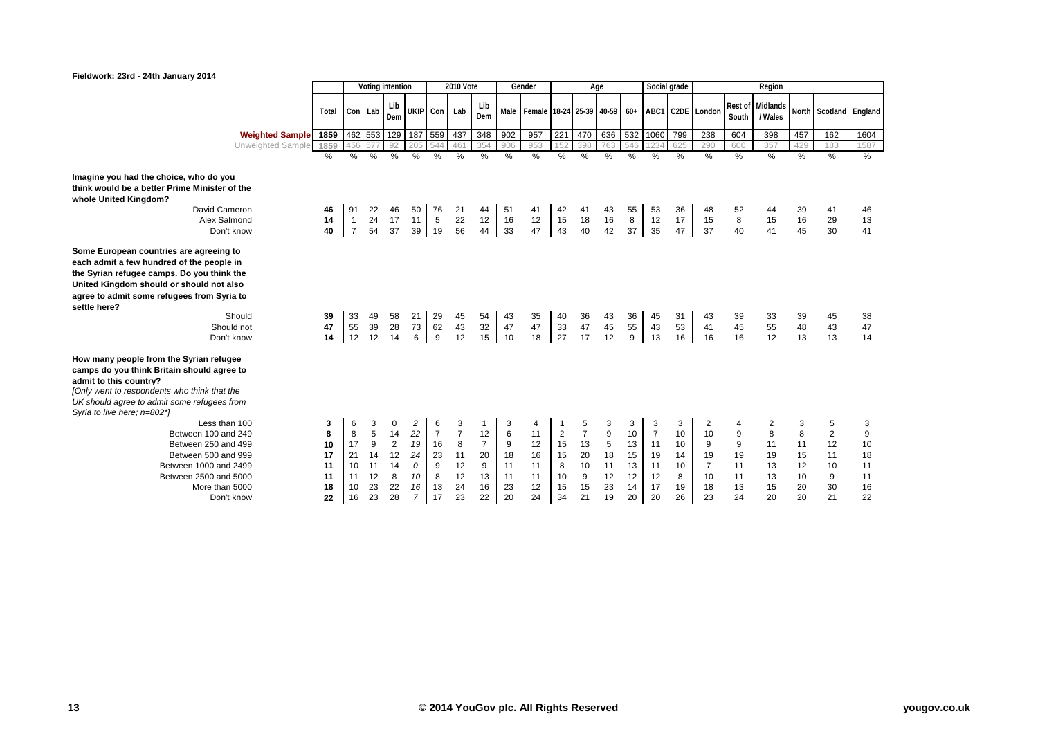**Fieldwork: 23rd - 24th January 2014**

| | Total | Voting intention | | | | 2010 Vote | | | Gender | | Age | | | | Social grade | | Region | | | | | |
|---|---|---|---|---|---|---|---|---|---|---|---|---|---|---|---|---|---|---|---|---|---|---|
| | Total | Con | Lab | Lib Dem | UKIP | Con | Lab | Lib Dem | Male | Female | 18-24 | 25-39 | 40-59 | 60+ | ABC1 | C2DE | London | Rest of South | Midlands / Wales | North | Scotland | England |
| **Weighted Sample** | 1859 | 462 | 553 | 129 | 187 | 559 | 437 | 348 | 902 | 957 | 221 | 470 | 636 | 532 | 1060 | 799 | 238 | 604 | 398 | 457 | 162 | 1604 |
| Unweighted Sample | 1859 | 456 | 577 | 92 | 205 | 544 | 461 | 354 | 906 | 953 | 152 | 398 | 763 | 546 | 1234 | 625 | 290 | 600 | 357 | 429 | 183 | 1587 |
| | % | % | % | % | % | % | % | % | % | % | % | % | % | % | % | % | % | % | % | % | % | % |
| **Imagine you had the choice, who do you think would be a better Prime Minister of the whole United Kingdom?** | | | | | | | | | | | | | | | | | | | | | | |
| David Cameron | **46** | 91 | 22 | 46 | 50 | 76 | 21 | 44 | 51 | 41 | 42 | 41 | 43 | 55 | 53 | 36 | 48 | 52 | 44 | 39 | 41 | 46 |
| Alex Salmond | **14** | 1 | 24 | 17 | 11 | 5 | 22 | 12 | 16 | 12 | 15 | 18 | 16 | 8 | 12 | 17 | 15 | 8 | 15 | 16 | 29 | 13 |
| Don't know | **40** | 7 | 54 | 37 | 39 | 19 | 56 | 44 | 33 | 47 | 43 | 40 | 42 | 37 | 35 | 47 | 37 | 40 | 41 | 45 | 30 | 41 |
| **Some European countries are agreeing to each admit a few hundred of the people in the Syrian refugee camps. Do you think the United Kingdom should or should not also agree to admit some refugees from Syria to settle here?** | | | | | | | | | | | | | | | | | | | | | | |
| Should | **39** | 33 | 49 | 58 | 21 | 29 | 45 | 54 | 43 | 35 | 40 | 36 | 43 | 36 | 45 | 31 | 43 | 39 | 33 | 39 | 45 | 38 |
| Should not | **47** | 55 | 39 | 28 | 73 | 62 | 43 | 32 | 47 | 47 | 33 | 47 | 45 | 55 | 43 | 53 | 41 | 45 | 55 | 48 | 43 | 47 |
| Don't know | **14** | 12 | 12 | 14 | 6 | 9 | 12 | 15 | 10 | 18 | 27 | 17 | 12 | 9 | 13 | 16 | 16 | 16 | 12 | 13 | 13 | 14 |
| **How many people from the Syrian refugee camps do you think Britain should agree to admit to this country?** *[Only went to respondents who think that the UK should agree to admit some refugees from Syria to live here; n=802\*]* | | | | | | | | | | | | | | | | | | | | | | |
| Less than 100 | **3** | 6 | 3 | 0 | *2* | 6 | 3 | 1 | 3 | 4 | 1 | 5 | 3 | 3 | 3 | 3 | 2 | 4 | 2 | 3 | 5 | 3 |
| Between 100 and 249 | **8** | 8 | 5 | 14 | *22* | 7 | 7 | 12 | 6 | 11 | 2 | 7 | 9 | 10 | 7 | 10 | 10 | 9 | 8 | 8 | 2 | 9 |
| Between 250 and 499 | **10** | 17 | 9 | 2 | *19* | 16 | 8 | 7 | 9 | 12 | 15 | 13 | 5 | 13 | 11 | 10 | 9 | 9 | 11 | 11 | 12 | 10 |
| Between 500 and 999 | **17** | 21 | 14 | 12 | *24* | 23 | 11 | 20 | 18 | 16 | 15 | 20 | 18 | 15 | 19 | 14 | 19 | 19 | 19 | 15 | 11 | 18 |
| Between 1000 and 2499 | **11** | 10 | 11 | 14 | *0* | 9 | 12 | 9 | 11 | 11 | 8 | 10 | 11 | 13 | 11 | 10 | 7 | 11 | 13 | 12 | 10 | 11 |
| Between 2500 and 5000 | **11** | 11 | 12 | 8 | *10* | 8 | 12 | 13 | 11 | 11 | 10 | 9 | 12 | 12 | 12 | 8 | 10 | 11 | 13 | 10 | 9 | 11 |
| More than 5000 | **18** | 10 | 23 | 22 | *16* | 13 | 24 | 16 | 23 | 12 | 15 | 15 | 23 | 14 | 17 | 19 | 18 | 13 | 15 | 20 | 30 | 16 |
| Don't know | **22** | 16 | 23 | 28 | *7* | 17 | 23 | 22 | 20 | 24 | 34 | 21 | 19 | 20 | 20 | 26 | 23 | 24 | 20 | 20 | 21 | 22 |

© 2014 YouGov plc. All Rights Reserved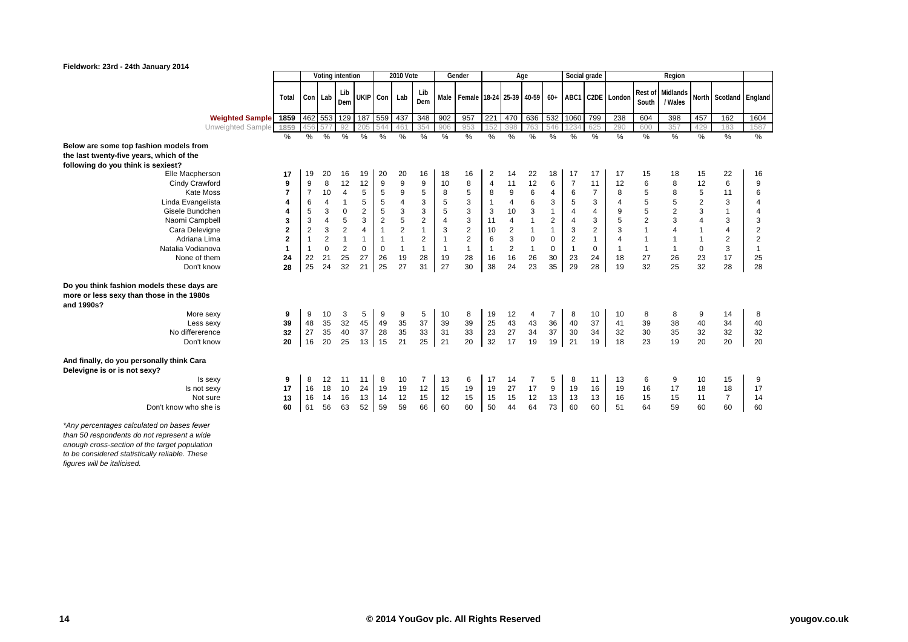Fieldwork: 23rd - 24th January 2014

| | | Voting intention | | | | 2010 Vote | | | Gender | | Age | | | | Social grade | | Region | | | | | |
|---|---|---|---|---|---|---|---|---|---|---|---|---|---|---|---|---|---|---|---|---|---|---|
| | Total | Con | Lab | Lib Dem | UKIP | Con | Lab | Lib Dem | Male | Female | 18-24 | 25-39 | 40-59 | 60+ | ABC1 | C2DE | London | Rest of South | Midlands / Wales | North | Scotland | England |
| **Weighted Sample** | 1859 | 462 | 553 | 129 | 187 | 559 | 437 | 348 | 902 | 957 | 221 | 470 | 636 | 532 | 1060 | 799 | 238 | 604 | 398 | 457 | 162 | 1604 |
| Unweighted Sample | 1859 | 456 | 577 | 92 | 205 | 544 | 461 | 354 | 906 | 953 | 152 | 398 | 763 | 546 | 1234 | 625 | 290 | 600 | 357 | 429 | 183 | 1587 |
| | % | % | % | % | % | % | % | % | % | % | % | % | % | % | % | % | % | % | % | % | % | % |
| **Below are some top fashion models from the last twenty-five years, which of the following do you think is sexiest?** | | | | | | | | | | | | | | | | | | | | | | |
| Elle Macpherson | 17 | 19 | 20 | 16 | 19 | 20 | 20 | 16 | 18 | 16 | 2 | 14 | 22 | 18 | 17 | 17 | 17 | 15 | 18 | 15 | 22 | 16 |
| Cindy Crawford | 9 | 9 | 8 | 12 | 12 | 9 | 9 | 9 | 10 | 8 | 4 | 11 | 12 | 6 | 7 | 11 | 12 | 6 | 8 | 12 | 6 | 9 |
| Kate Moss | 7 | 7 | 10 | 4 | 5 | 5 | 9 | 5 | 8 | 5 | 8 | 9 | 6 | 4 | 6 | 7 | 8 | 5 | 8 | 5 | 11 | 6 |
| Linda Evangelista | 4 | 6 | 4 | 1 | 5 | 5 | 4 | 3 | 5 | 3 | 1 | 4 | 6 | 3 | 5 | 3 | 4 | 5 | 5 | 2 | 3 | 4 |
| Gisele Bundchen | 4 | 5 | 3 | 0 | 2 | 5 | 3 | 3 | 5 | 3 | 3 | 10 | 3 | 1 | 4 | 4 | 9 | 5 | 2 | 3 | 1 | 4 |
| Naomi Campbell | 3 | 3 | 4 | 5 | 3 | 2 | 5 | 2 | 4 | 3 | 11 | 4 | 1 | 2 | 4 | 3 | 5 | 2 | 3 | 4 | 3 | 3 |
| Cara Delevigne | 2 | 2 | 3 | 2 | 4 | 1 | 2 | 1 | 3 | 2 | 10 | 2 | 1 | 1 | 3 | 2 | 3 | 1 | 4 | 1 | 4 | 2 |
| Adriana Lima | 2 | 1 | 2 | 1 | 1 | 1 | 1 | 2 | 1 | 2 | 6 | 3 | 0 | 0 | 2 | 1 | 4 | 1 | 1 | 1 | 2 | 2 |
| Natalia Vodianova | 1 | 1 | 0 | 2 | 0 | 0 | 1 | 1 | 1 | 1 | 1 | 2 | 1 | 0 | 1 | 0 | 1 | 1 | 1 | 0 | 3 | 1 |
| None of them | 24 | 22 | 21 | 25 | 27 | 26 | 19 | 28 | 19 | 28 | 16 | 16 | 26 | 30 | 23 | 24 | 18 | 27 | 26 | 23 | 17 | 25 |
| Don't know | 28 | 25 | 24 | 32 | 21 | 25 | 27 | 31 | 27 | 30 | 38 | 24 | 23 | 35 | 29 | 28 | 19 | 32 | 25 | 32 | 28 | 28 |
| **Do you think fashion models these days are more or less sexy than those in the 1980s and 1990s?** | | | | | | | | | | | | | | | | | | | | | | |
| More sexy | 9 | 9 | 10 | 3 | 5 | 9 | 9 | 5 | 10 | 8 | 19 | 12 | 4 | 7 | 8 | 10 | 10 | 8 | 8 | 9 | 14 | 8 |
| Less sexy | 39 | 48 | 35 | 32 | 45 | 49 | 35 | 37 | 39 | 39 | 25 | 43 | 43 | 36 | 40 | 37 | 41 | 39 | 38 | 40 | 34 | 40 |
| No differerence | 32 | 27 | 35 | 40 | 37 | 28 | 35 | 33 | 31 | 33 | 23 | 27 | 34 | 37 | 30 | 34 | 32 | 30 | 35 | 32 | 32 | 32 |
| Don't know | 20 | 16 | 20 | 25 | 13 | 15 | 21 | 25 | 21 | 20 | 32 | 17 | 19 | 19 | 21 | 19 | 18 | 23 | 19 | 20 | 20 | 20 |
| **And finally, do you personally think Cara Delevigne is or is not sexy?** | | | | | | | | | | | | | | | | | | | | | | |
| Is sexy | 9 | 8 | 12 | 11 | 11 | 8 | 10 | 7 | 13 | 6 | 17 | 14 | 7 | 5 | 8 | 11 | 13 | 6 | 9 | 10 | 15 | 9 |
| Is not sexy | 17 | 16 | 18 | 10 | 24 | 19 | 19 | 12 | 15 | 19 | 19 | 27 | 17 | 9 | 19 | 16 | 19 | 16 | 17 | 18 | 18 | 17 |
| Not sure | 13 | 16 | 14 | 16 | 13 | 14 | 12 | 15 | 12 | 15 | 15 | 15 | 12 | 13 | 13 | 13 | 16 | 15 | 15 | 11 | 7 | 14 |
| Don't know who she is | 60 | 61 | 56 | 63 | 52 | 59 | 59 | 66 | 60 | 60 | 50 | 44 | 64 | 73 | 60 | 60 | 51 | 64 | 59 | 60 | 60 | 60 |

*\*Any percentages calculated on bases fewer than 50 respondents do not represent a wide enough cross-section of the target population to be considered statistically reliable. These figures will be italicised.*

© 2014 YouGov plc. All Rights Reserved

yougov.co.uk